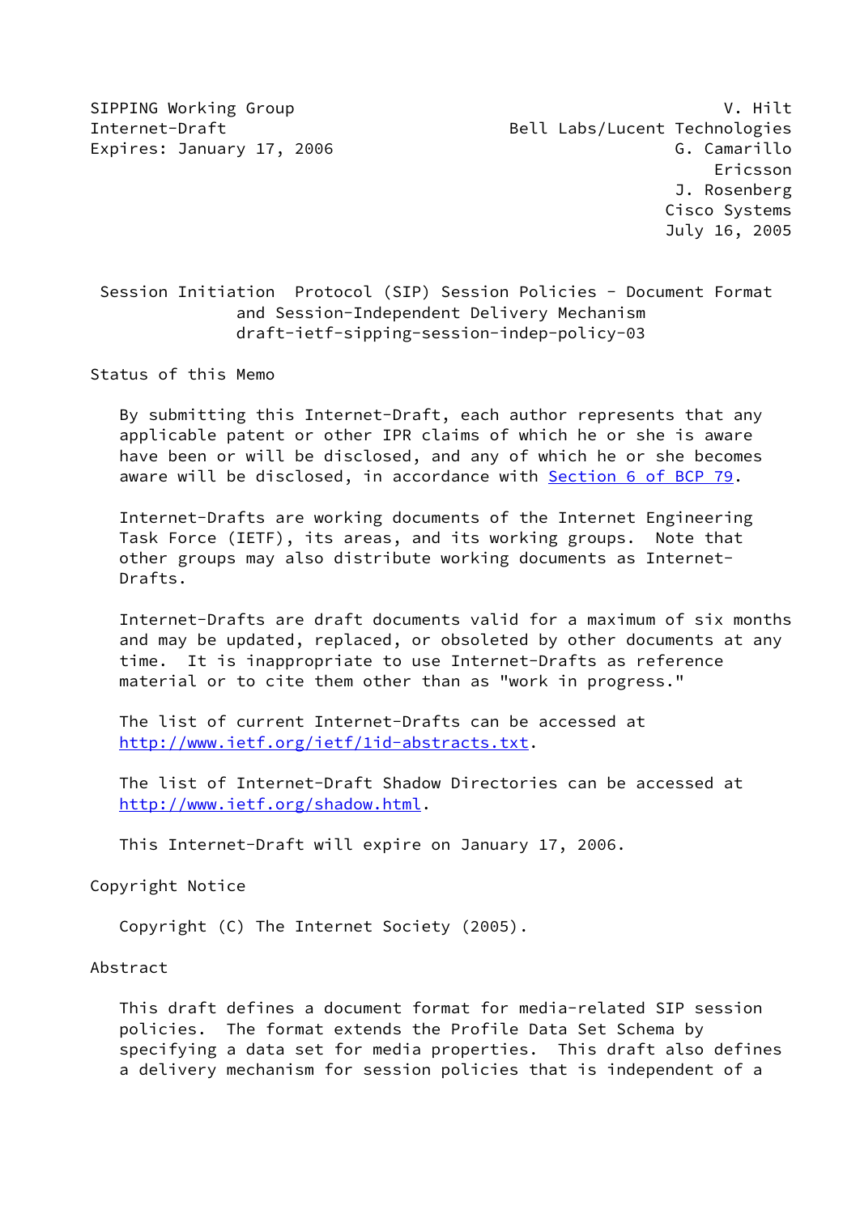SIPPING Working Group V. Hilt
Internet-Draft Bell Labs/Lucent Technologies
Expires: January 17, 2006 G. Camarillo
Ericsson
J. Rosenberg
Cisco Systems
July 16, 2005

# Session Initiation Protocol (SIP) Session Policies - Document Format and Session-Independent Delivery Mechanism
draft-ietf-sipping-session-indep-policy-03

## Status of this Memo

By submitting this Internet-Draft, each author represents that any applicable patent or other IPR claims of which he or she is aware have been or will be disclosed, and any of which he or she becomes aware will be disclosed, in accordance with Section 6 of BCP 79.

Internet-Drafts are working documents of the Internet Engineering Task Force (IETF), its areas, and its working groups. Note that other groups may also distribute working documents as Internet-Drafts.

Internet-Drafts are draft documents valid for a maximum of six months and may be updated, replaced, or obsoleted by other documents at any time. It is inappropriate to use Internet-Drafts as reference material or to cite them other than as "work in progress."

The list of current Internet-Drafts can be accessed at http://www.ietf.org/ietf/1id-abstracts.txt.

The list of Internet-Draft Shadow Directories can be accessed at http://www.ietf.org/shadow.html.

This Internet-Draft will expire on January 17, 2006.

## Copyright Notice

Copyright (C) The Internet Society (2005).

## Abstract

This draft defines a document format for media-related SIP session policies. The format extends the Profile Data Set Schema by specifying a data set for media properties. This draft also defines a delivery mechanism for session policies that is independent of a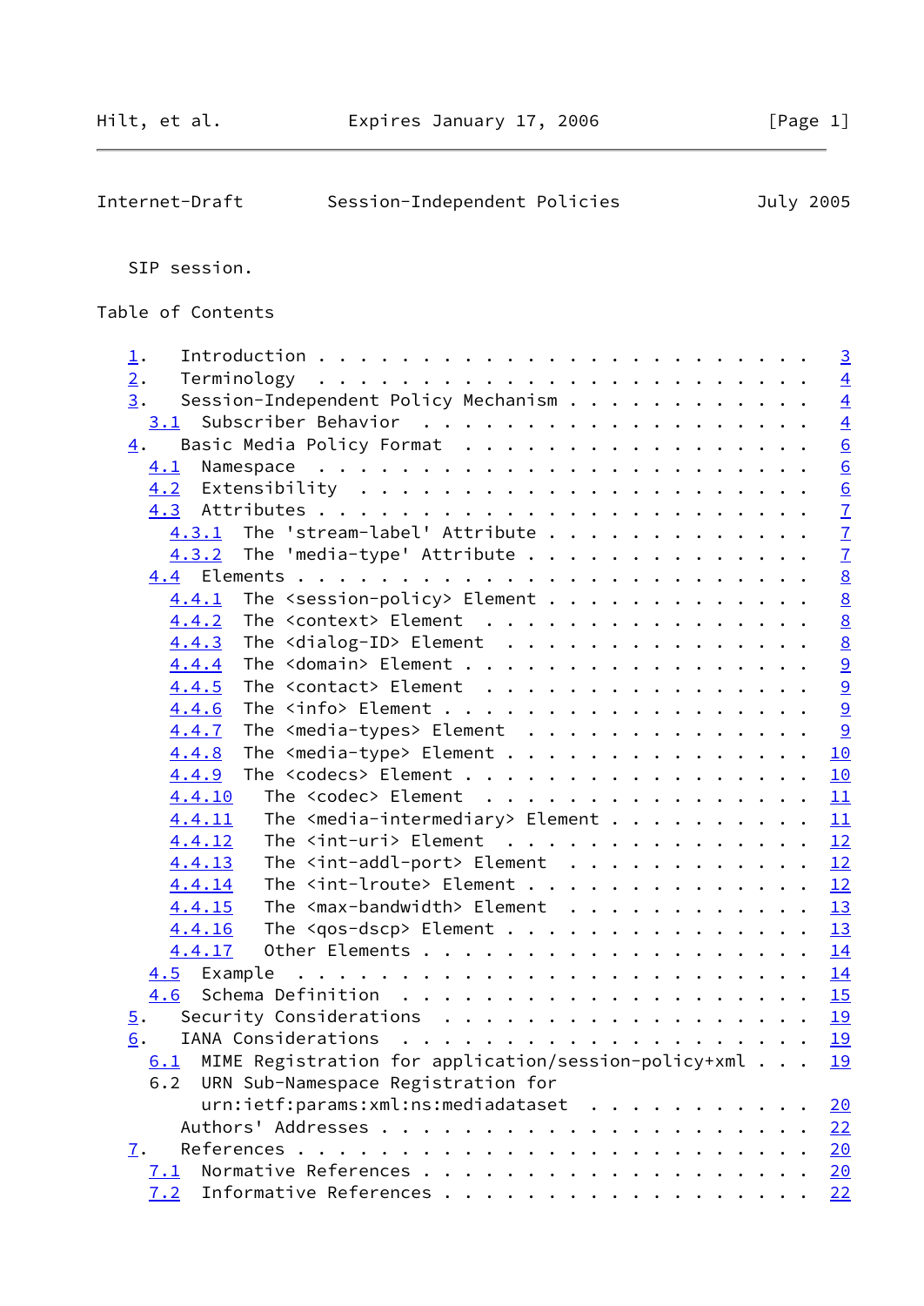SIP session.

Table of Contents

```
   1.  Introduction . . . . . . . . . . . . . . . . . . . . . . . .  3
   2.  Terminology  . . . . . . . . . . . . . . . . . . . . . . . .  4
   3.  Session-Independent Policy Mechanism . . . . . . . . . . . .  4
     3.1  Subscriber Behavior  . . . . . . . . . . . . . . . . . . .  4
   4.  Basic Media Policy Format  . . . . . . . . . . . . . . . . .  6
     4.1  Namespace  . . . . . . . . . . . . . . . . . . . . . . . .  6
     4.2  Extensibility  . . . . . . . . . . . . . . . . . . . . . .  6
     4.3  Attributes . . . . . . . . . . . . . . . . . . . . . . . .  7
       4.3.1  The 'stream-label' Attribute . . . . . . . . . . . . .  7
       4.3.2  The 'media-type' Attribute . . . . . . . . . . . . . .  7
     4.4  Elements . . . . . . . . . . . . . . . . . . . . . . . . .  8
       4.4.1  The <session-policy> Element . . . . . . . . . . . . .  8
       4.4.2  The <context> Element  . . . . . . . . . . . . . . . .  8
       4.4.3  The <dialog-ID> Element  . . . . . . . . . . . . . . .  8
       4.4.4  The <domain> Element . . . . . . . . . . . . . . . . .  9
       4.4.5  The <contact> Element  . . . . . . . . . . . . . . . .  9
       4.4.6  The <info> Element . . . . . . . . . . . . . . . . . .  9
       4.4.7  The <media-types> Element  . . . . . . . . . . . . . .  9
       4.4.8  The <media-type> Element . . . . . . . . . . . . . . . 10
       4.4.9  The <codecs> Element . . . . . . . . . . . . . . . . . 10
       4.4.10   The <codec> Element  . . . . . . . . . . . . . . . . 11
       4.4.11   The <media-intermediary> Element . . . . . . . . . . 11
       4.4.12   The <int-uri> Element  . . . . . . . . . . . . . . . 12
       4.4.13   The <int-addl-port> Element  . . . . . . . . . . . . 12
       4.4.14   The <int-lroute> Element . . . . . . . . . . . . . . 12
       4.4.15   The <max-bandwidth> Element  . . . . . . . . . . . . 13
       4.4.16   The <qos-dscp> Element . . . . . . . . . . . . . . . 13
       4.4.17   Other Elements . . . . . . . . . . . . . . . . . . . 14
     4.5  Example  . . . . . . . . . . . . . . . . . . . . . . . . . 14
     4.6  Schema Definition  . . . . . . . . . . . . . . . . . . . . 15
   5.  Security Considerations  . . . . . . . . . . . . . . . . . . 19
   6.  IANA Considerations  . . . . . . . . . . . . . . . . . . . . 19
     6.1  MIME Registration for application/session-policy+xml . . . 19
     6.2  URN Sub-Namespace Registration for
          urn:ietf:params:xml:ns:mediadataset  . . . . . . . . . . . 20
       Authors' Addresses . . . . . . . . . . . . . . . . . . . . . 22
   7.  References . . . . . . . . . . . . . . . . . . . . . . . . . 20
     7.1  Normative References . . . . . . . . . . . . . . . . . . . 20
     7.2  Informative References . . . . . . . . . . . . . . . . . . 22
```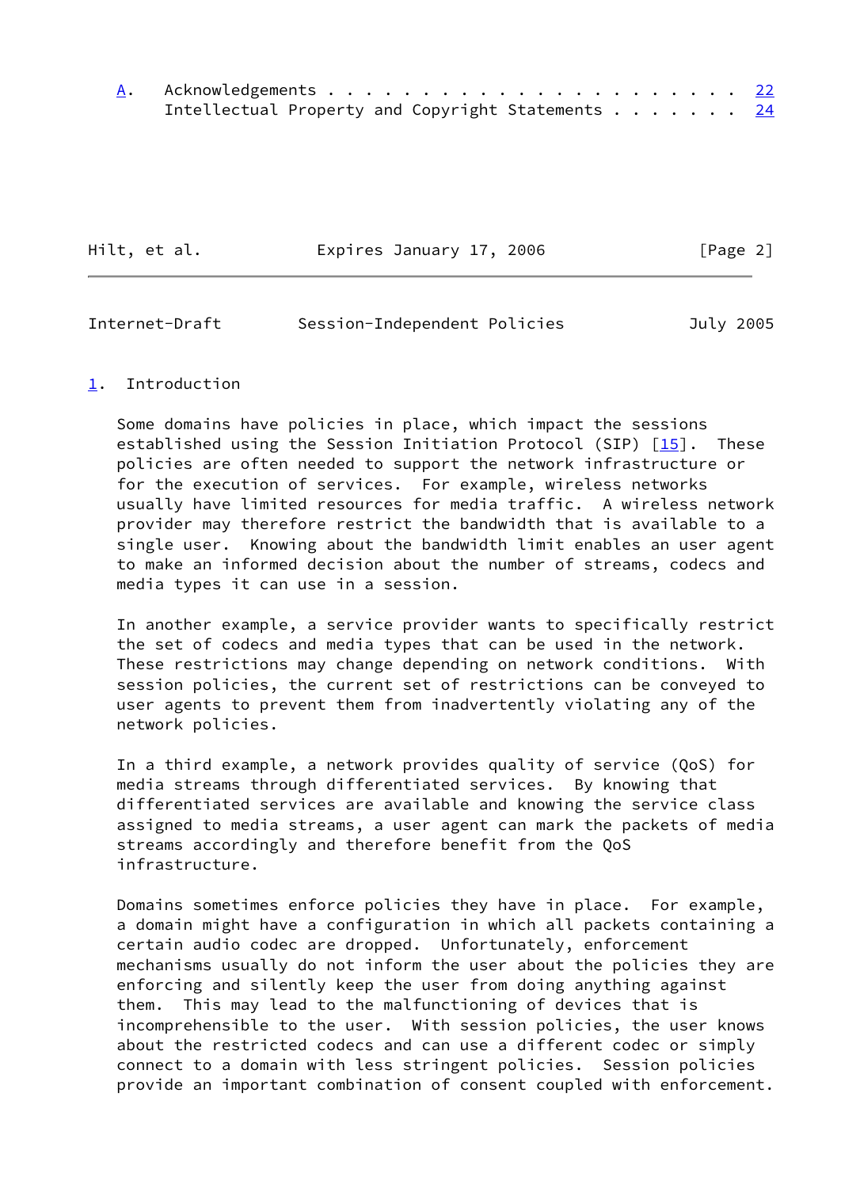A. Acknowledgements . . . . . . . . . . . . . . . . . . . . . . . 22
Intellectual Property and Copyright Statements . . . . . . . 24

## 1. Introduction

Some domains have policies in place, which impact the sessions established using the Session Initiation Protocol (SIP) [15]. These policies are often needed to support the network infrastructure or for the execution of services. For example, wireless networks usually have limited resources for media traffic. A wireless network provider may therefore restrict the bandwidth that is available to a single user. Knowing about the bandwidth limit enables an user agent to make an informed decision about the number of streams, codecs and media types it can use in a session.

In another example, a service provider wants to specifically restrict the set of codecs and media types that can be used in the network. These restrictions may change depending on network conditions. With session policies, the current set of restrictions can be conveyed to user agents to prevent them from inadvertently violating any of the network policies.

In a third example, a network provides quality of service (QoS) for media streams through differentiated services. By knowing that differentiated services are available and knowing the service class assigned to media streams, a user agent can mark the packets of media streams accordingly and therefore benefit from the QoS infrastructure.

Domains sometimes enforce policies they have in place. For example, a domain might have a configuration in which all packets containing a certain audio codec are dropped. Unfortunately, enforcement mechanisms usually do not inform the user about the policies they are enforcing and silently keep the user from doing anything against them. This may lead to the malfunctioning of devices that is incomprehensible to the user. With session policies, the user knows about the restricted codecs and can use a different codec or simply connect to a domain with less stringent policies. Session policies provide an important combination of consent coupled with enforcement.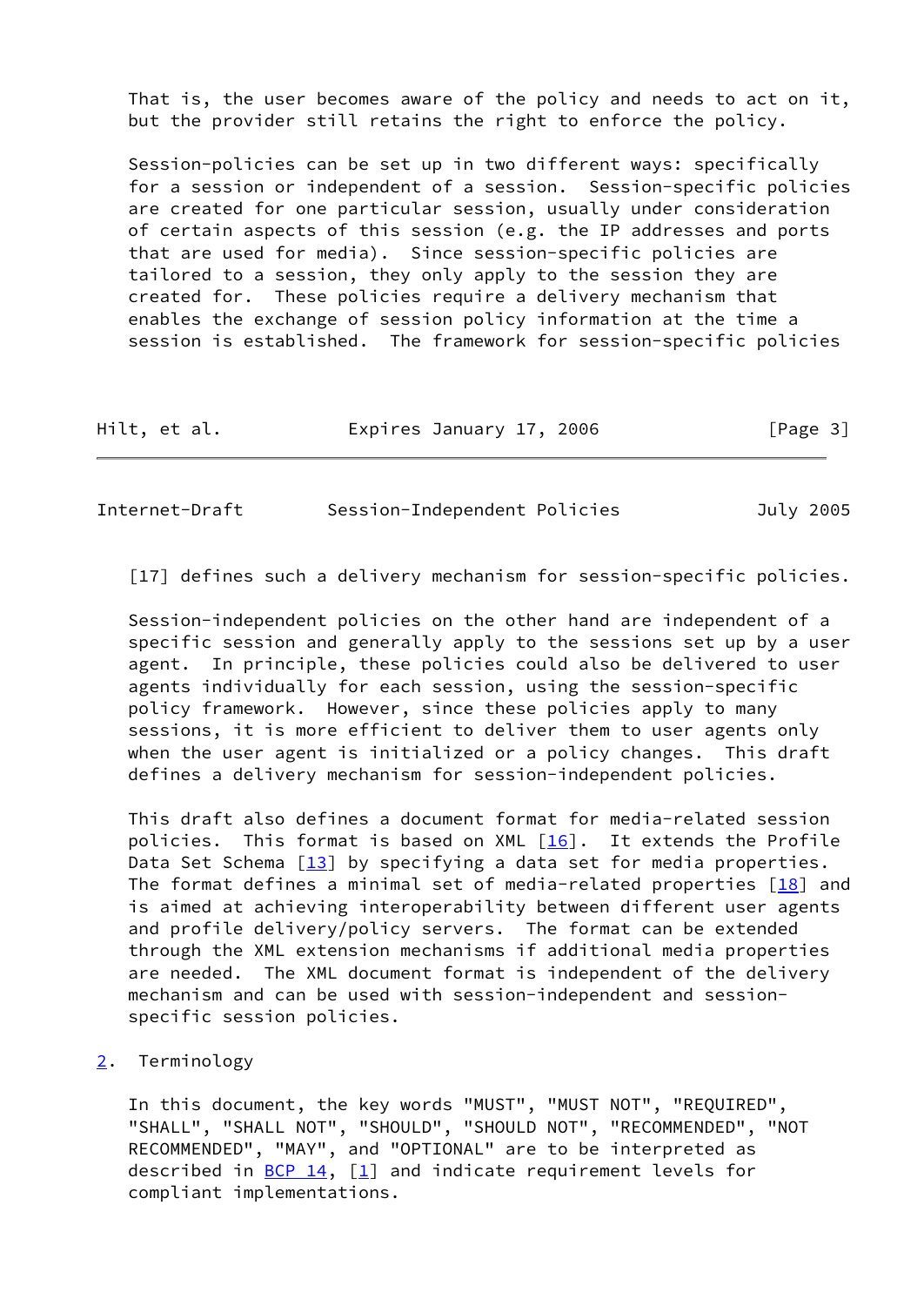That is, the user becomes aware of the policy and needs to act on it, but the provider still retains the right to enforce the policy.

Session-policies can be set up in two different ways: specifically for a session or independent of a session. Session-specific policies are created for one particular session, usually under consideration of certain aspects of this session (e.g. the IP addresses and ports that are used for media). Since session-specific policies are tailored to a session, they only apply to the session they are created for. These policies require a delivery mechanism that enables the exchange of session policy information at the time a session is established. The framework for session-specific policies [17] defines such a delivery mechanism for session-specific policies.

Session-independent policies on the other hand are independent of a specific session and generally apply to the sessions set up by a user agent. In principle, these policies could also be delivered to user agents individually for each session, using the session-specific policy framework. However, since these policies apply to many sessions, it is more efficient to deliver them to user agents only when the user agent is initialized or a policy changes. This draft defines a delivery mechanism for session-independent policies.

This draft also defines a document format for media-related session policies. This format is based on XML [16]. It extends the Profile Data Set Schema [13] by specifying a data set for media properties. The format defines a minimal set of media-related properties [18] and is aimed at achieving interoperability between different user agents and profile delivery/policy servers. The format can be extended through the XML extension mechanisms if additional media properties are needed. The XML document format is independent of the delivery mechanism and can be used with session-independent and session-specific session policies.

## 2. Terminology

In this document, the key words "MUST", "MUST NOT", "REQUIRED", "SHALL", "SHALL NOT", "SHOULD", "SHOULD NOT", "RECOMMENDED", "NOT RECOMMENDED", "MAY", and "OPTIONAL" are to be interpreted as described in BCP 14, [1] and indicate requirement levels for compliant implementations.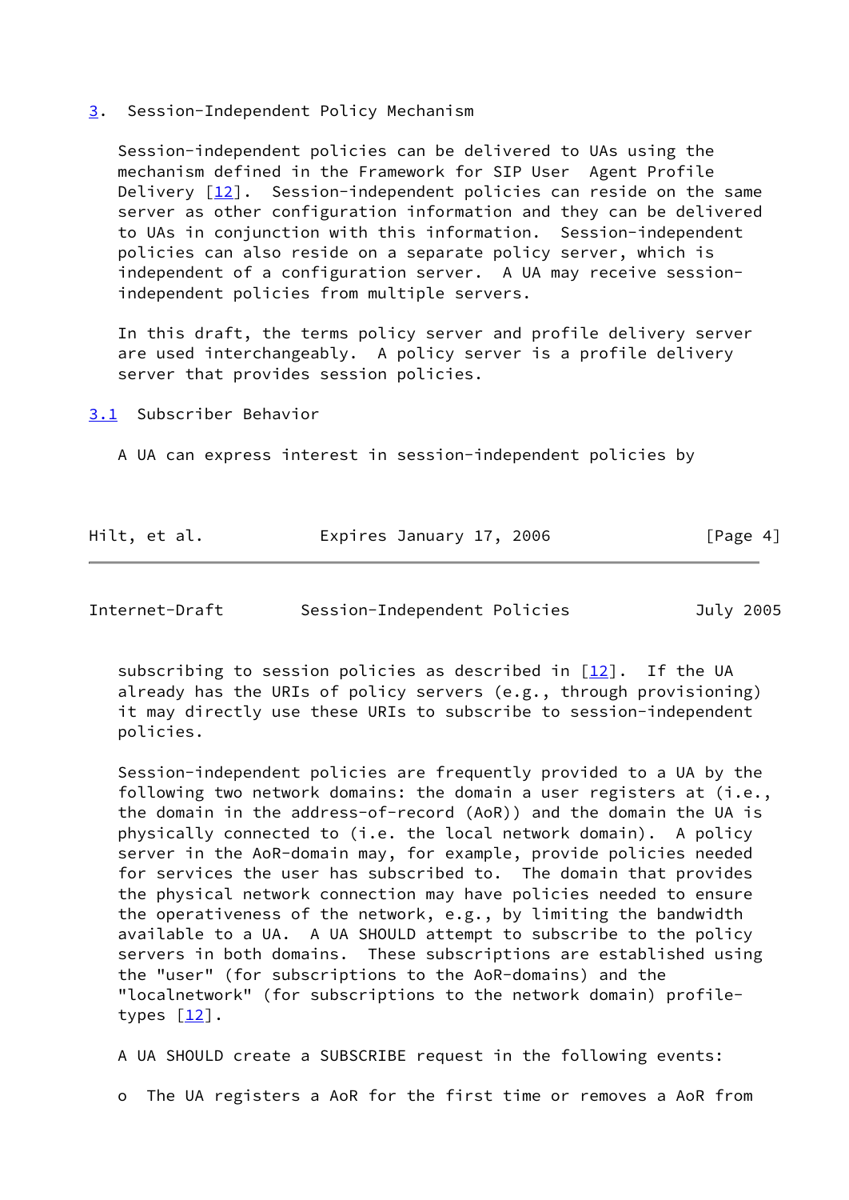## 3. Session-Independent Policy Mechanism

Session-independent policies can be delivered to UAs using the mechanism defined in the Framework for SIP User Agent Profile Delivery [12]. Session-independent policies can reside on the same server as other configuration information and they can be delivered to UAs in conjunction with this information. Session-independent policies can also reside on a separate policy server, which is independent of a configuration server. A UA may receive session-independent policies from multiple servers.

In this draft, the terms policy server and profile delivery server are used interchangeably. A policy server is a profile delivery server that provides session policies.

### 3.1 Subscriber Behavior

A UA can express interest in session-independent policies by subscribing to session policies as described in [12]. If the UA already has the URIs of policy servers (e.g., through provisioning) it may directly use these URIs to subscribe to session-independent policies.

Session-independent policies are frequently provided to a UA by the following two network domains: the domain a user registers at (i.e., the domain in the address-of-record (AoR)) and the domain the UA is physically connected to (i.e. the local network domain). A policy server in the AoR-domain may, for example, provide policies needed for services the user has subscribed to. The domain that provides the physical network connection may have policies needed to ensure the operativeness of the network, e.g., by limiting the bandwidth available to a UA. A UA SHOULD attempt to subscribe to the policy servers in both domains. These subscriptions are established using the "user" (for subscriptions to the AoR-domains) and the "localnetwork" (for subscriptions to the network domain) profile-types [12].

A UA SHOULD create a SUBSCRIBE request in the following events:

- The UA registers a AoR for the first time or removes a AoR from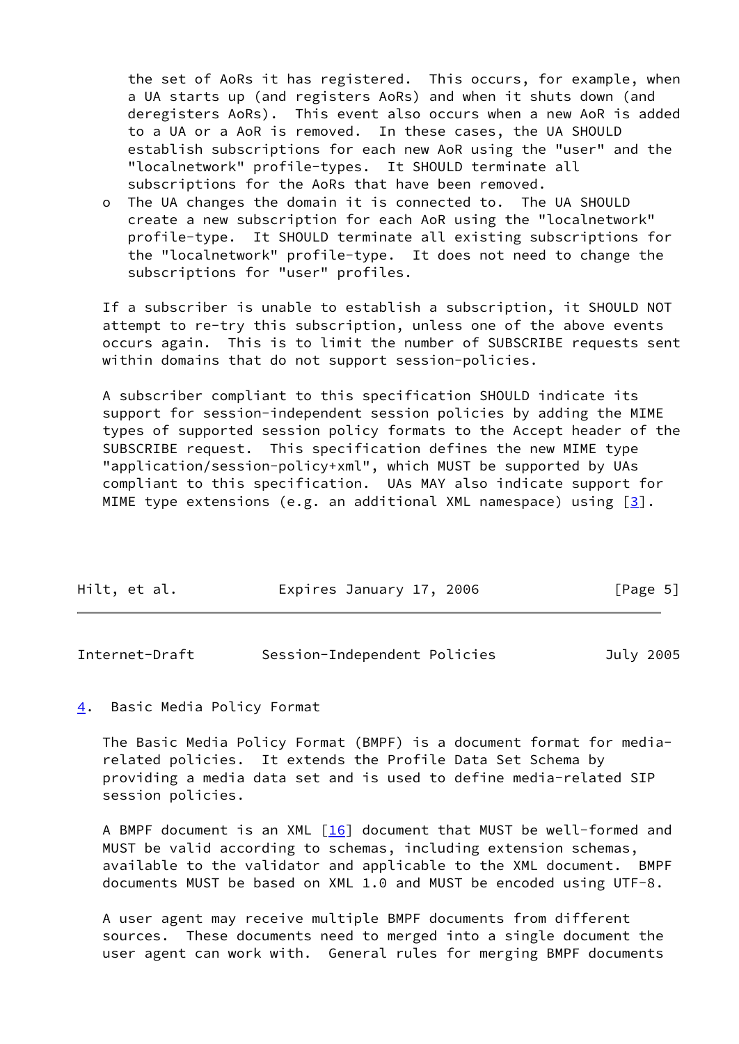the set of AoRs it has registered. This occurs, for example, when a UA starts up (and registers AoRs) and when it shuts down (and deregisters AoRs). This event also occurs when a new AoR is added to a UA or a AoR is removed. In these cases, the UA SHOULD establish subscriptions for each new AoR using the "user" and the "localnetwork" profile-types. It SHOULD terminate all subscriptions for the AoRs that have been removed.

- The UA changes the domain it is connected to. The UA SHOULD create a new subscription for each AoR using the "localnetwork" profile-type. It SHOULD terminate all existing subscriptions for the "localnetwork" profile-type. It does not need to change the subscriptions for "user" profiles.

If a subscriber is unable to establish a subscription, it SHOULD NOT attempt to re-try this subscription, unless one of the above events occurs again. This is to limit the number of SUBSCRIBE requests sent within domains that do not support session-policies.

A subscriber compliant to this specification SHOULD indicate its support for session-independent session policies by adding the MIME types of supported session policy formats to the Accept header of the SUBSCRIBE request. This specification defines the new MIME type "application/session-policy+xml", which MUST be supported by UAs compliant to this specification. UAs MAY also indicate support for MIME type extensions (e.g. an additional XML namespace) using [3].

## 4. Basic Media Policy Format

The Basic Media Policy Format (BMPF) is a document format for media-related policies. It extends the Profile Data Set Schema by providing a media data set and is used to define media-related SIP session policies.

A BMPF document is an XML [16] document that MUST be well-formed and MUST be valid according to schemas, including extension schemas, available to the validator and applicable to the XML document. BMPF documents MUST be based on XML 1.0 and MUST be encoded using UTF-8.

A user agent may receive multiple BMPF documents from different sources. These documents need to merged into a single document the user agent can work with. General rules for merging BMPF documents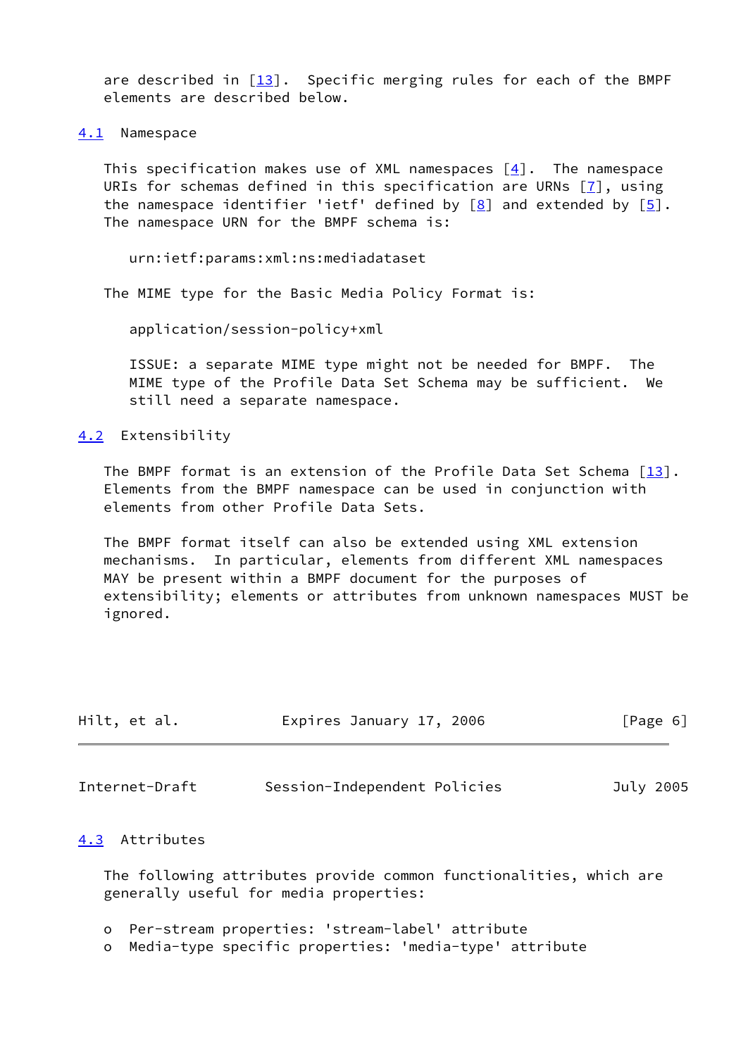are described in [13]. Specific merging rules for each of the BMPF elements are described below.

## 4.1 Namespace

This specification makes use of XML namespaces [4]. The namespace URIs for schemas defined in this specification are URNs [7], using the namespace identifier 'ietf' defined by [8] and extended by [5]. The namespace URN for the BMPF schema is:

```
urn:ietf:params:xml:ns:mediadataset
```

The MIME type for the Basic Media Policy Format is:

```
application/session-policy+xml
```

ISSUE: a separate MIME type might not be needed for BMPF. The MIME type of the Profile Data Set Schema may be sufficient. We still need a separate namespace.

## 4.2 Extensibility

The BMPF format is an extension of the Profile Data Set Schema [13]. Elements from the BMPF namespace can be used in conjunction with elements from other Profile Data Sets.

The BMPF format itself can also be extended using XML extension mechanisms. In particular, elements from different XML namespaces MAY be present within a BMPF document for the purposes of extensibility; elements or attributes from unknown namespaces MUST be ignored.

## 4.3 Attributes

The following attributes provide common functionalities, which are generally useful for media properties:

- o Per-stream properties: 'stream-label' attribute
- o Media-type specific properties: 'media-type' attribute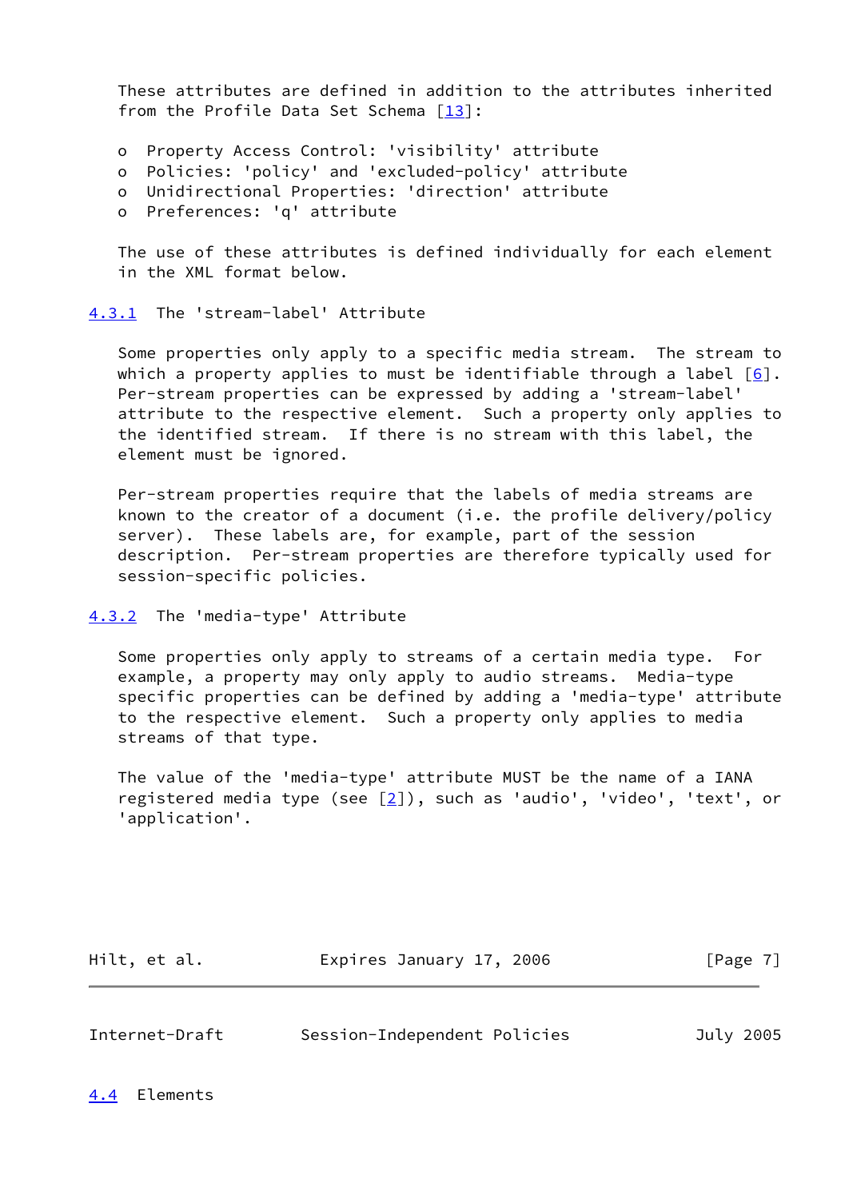These attributes are defined in addition to the attributes inherited from the Profile Data Set Schema [13]:

- Property Access Control: 'visibility' attribute
- Policies: 'policy' and 'excluded-policy' attribute
- Unidirectional Properties: 'direction' attribute
- Preferences: 'q' attribute

The use of these attributes is defined individually for each element in the XML format below.

### 4.3.1 The 'stream-label' Attribute

Some properties only apply to a specific media stream. The stream to which a property applies to must be identifiable through a label [6]. Per-stream properties can be expressed by adding a 'stream-label' attribute to the respective element. Such a property only applies to the identified stream. If there is no stream with this label, the element must be ignored.

Per-stream properties require that the labels of media streams are known to the creator of a document (i.e. the profile delivery/policy server). These labels are, for example, part of the session description. Per-stream properties are therefore typically used for session-specific policies.

### 4.3.2 The 'media-type' Attribute

Some properties only apply to streams of a certain media type. For example, a property may only apply to audio streams. Media-type specific properties can be defined by adding a 'media-type' attribute to the respective element. Such a property only applies to media streams of that type.

The value of the 'media-type' attribute MUST be the name of a IANA registered media type (see [2]), such as 'audio', 'video', 'text', or 'application'.

## 4.4 Elements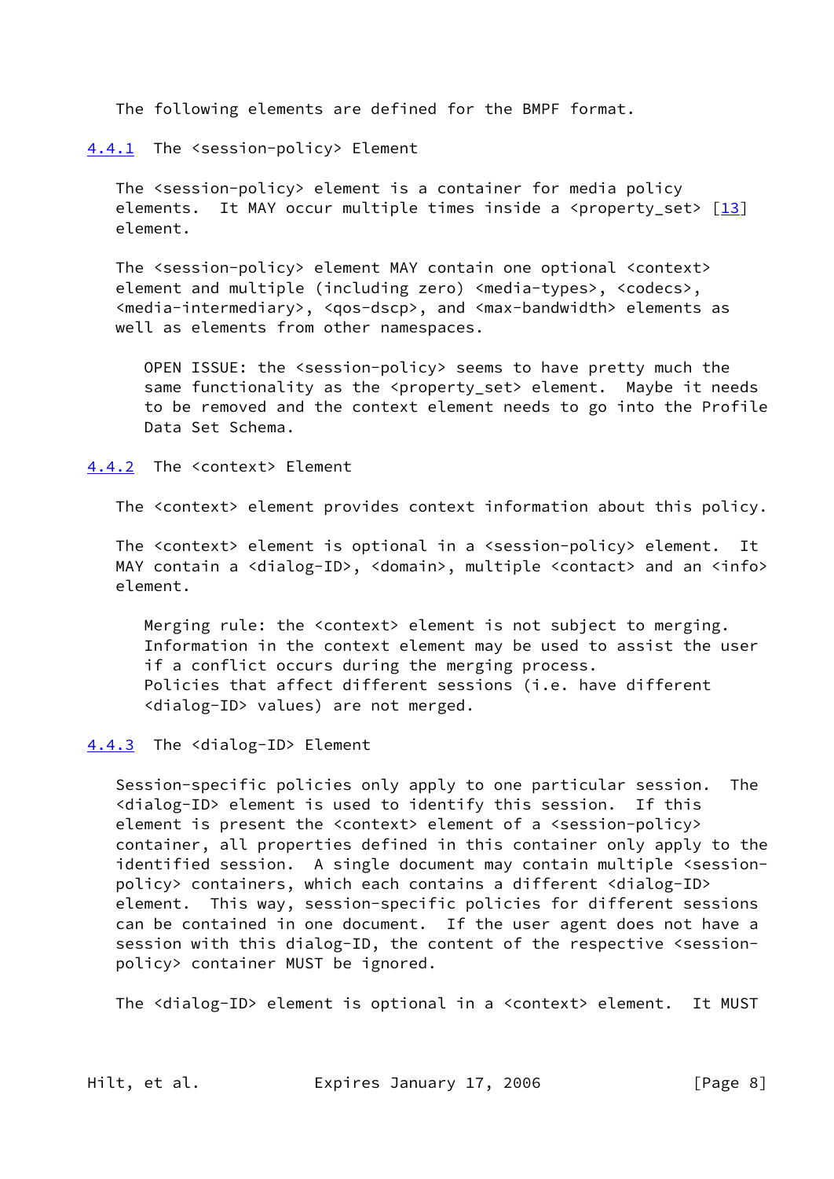The following elements are defined for the BMPF format.

### 4.4.1 The <session-policy> Element

The <session-policy> element is a container for media policy elements. It MAY occur multiple times inside a <property_set> [13] element.

The <session-policy> element MAY contain one optional <context> element and multiple (including zero) <media-types>, <codecs>, <media-intermediary>, <qos-dscp>, and <max-bandwidth> elements as well as elements from other namespaces.

> OPEN ISSUE: the <session-policy> seems to have pretty much the same functionality as the <property_set> element. Maybe it needs to be removed and the context element needs to go into the Profile Data Set Schema.

### 4.4.2 The <context> Element

The <context> element provides context information about this policy.

The <context> element is optional in a <session-policy> element. It MAY contain a <dialog-ID>, <domain>, multiple <contact> and an <info> element.

> Merging rule: the <context> element is not subject to merging. Information in the context element may be used to assist the user if a conflict occurs during the merging process. Policies that affect different sessions (i.e. have different <dialog-ID> values) are not merged.

### 4.4.3 The <dialog-ID> Element

Session-specific policies only apply to one particular session. The <dialog-ID> element is used to identify this session. If this element is present the <context> element of a <session-policy> container, all properties defined in this container only apply to the identified session. A single document may contain multiple <session-policy> containers, which each contains a different <dialog-ID> element. This way, session-specific policies for different sessions can be contained in one document. If the user agent does not have a session with this dialog-ID, the content of the respective <session-policy> container MUST be ignored.

The <dialog-ID> element is optional in a <context> element. It MUST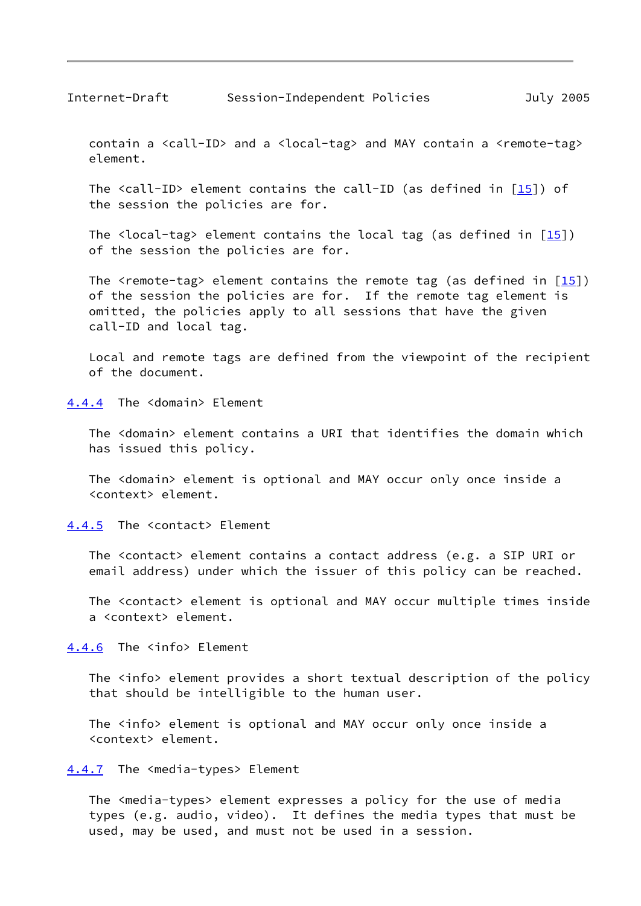contain a <call-ID> and a <local-tag> and MAY contain a <remote-tag> element.

The <call-ID> element contains the call-ID (as defined in [15]) of the session the policies are for.

The <local-tag> element contains the local tag (as defined in [15]) of the session the policies are for.

The <remote-tag> element contains the remote tag (as defined in [15]) of the session the policies are for. If the remote tag element is omitted, the policies apply to all sessions that have the given call-ID and local tag.

Local and remote tags are defined from the viewpoint of the recipient of the document.

### 4.4.4 The <domain> Element

The <domain> element contains a URI that identifies the domain which has issued this policy.

The <domain> element is optional and MAY occur only once inside a <context> element.

### 4.4.5 The <contact> Element

The <contact> element contains a contact address (e.g. a SIP URI or email address) under which the issuer of this policy can be reached.

The <contact> element is optional and MAY occur multiple times inside a <context> element.

### 4.4.6 The <info> Element

The <info> element provides a short textual description of the policy that should be intelligible to the human user.

The <info> element is optional and MAY occur only once inside a <context> element.

### 4.4.7 The <media-types> Element

The <media-types> element expresses a policy for the use of media types (e.g. audio, video). It defines the media types that must be used, may be used, and must not be used in a session.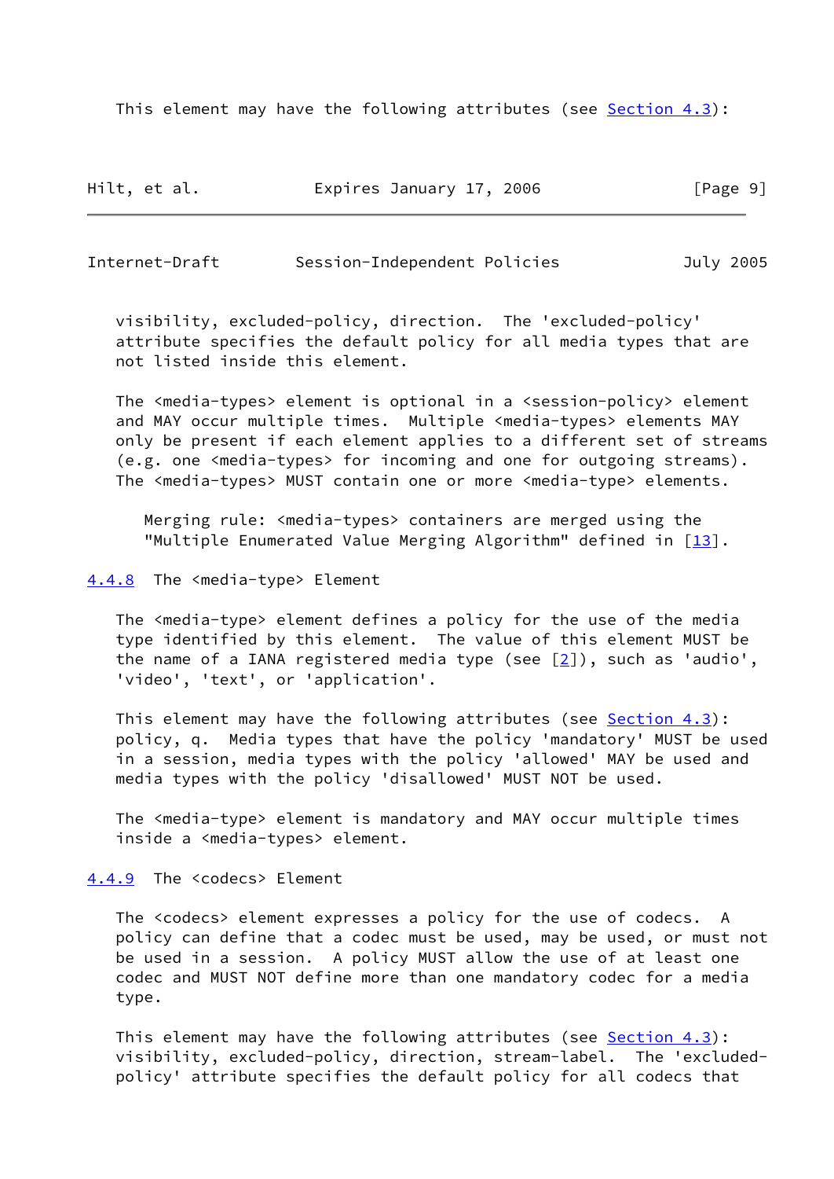This element may have the following attributes (see Section 4.3): visibility, excluded-policy, direction. The 'excluded-policy' attribute specifies the default policy for all media types that are not listed inside this element.

The <media-types> element is optional in a <session-policy> element and MAY occur multiple times. Multiple <media-types> elements MAY only be present if each element applies to a different set of streams (e.g. one <media-types> for incoming and one for outgoing streams). The <media-types> MUST contain one or more <media-type> elements.

> Merging rule: <media-types> containers are merged using the "Multiple Enumerated Value Merging Algorithm" defined in [13].

### 4.4.8 The <media-type> Element

The <media-type> element defines a policy for the use of the media type identified by this element. The value of this element MUST be the name of a IANA registered media type (see [2]), such as 'audio', 'video', 'text', or 'application'.

This element may have the following attributes (see Section 4.3): policy, q. Media types that have the policy 'mandatory' MUST be used in a session, media types with the policy 'allowed' MAY be used and media types with the policy 'disallowed' MUST NOT be used.

The <media-type> element is mandatory and MAY occur multiple times inside a <media-types> element.

### 4.4.9 The <codecs> Element

The <codecs> element expresses a policy for the use of codecs. A policy can define that a codec must be used, may be used, or must not be used in a session. A policy MUST allow the use of at least one codec and MUST NOT define more than one mandatory codec for a media type.

This element may have the following attributes (see Section 4.3): visibility, excluded-policy, direction, stream-label. The 'excluded-policy' attribute specifies the default policy for all codecs that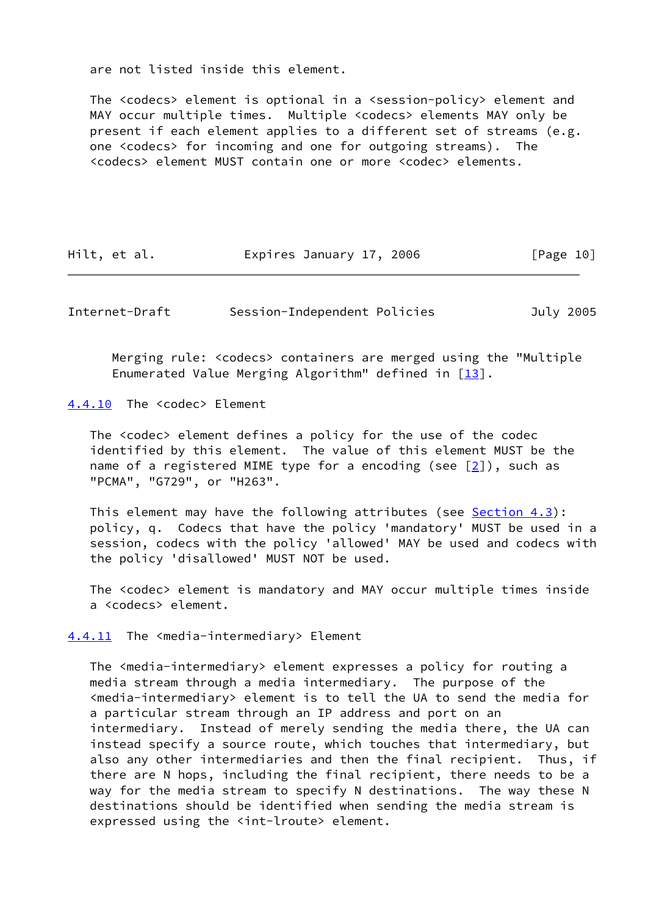are not listed inside this element.

The <codecs> element is optional in a <session-policy> element and MAY occur multiple times. Multiple <codecs> elements MAY only be present if each element applies to a different set of streams (e.g. one <codecs> for incoming and one for outgoing streams). The <codecs> element MUST contain one or more <codec> elements.

Merging rule: <codecs> containers are merged using the "Multiple Enumerated Value Merging Algorithm" defined in [13].

### 4.4.10 The <codec> Element

The <codec> element defines a policy for the use of the codec identified by this element. The value of this element MUST be the name of a registered MIME type for a encoding (see [2]), such as "PCMA", "G729", or "H263".

This element may have the following attributes (see Section 4.3): policy, q. Codecs that have the policy 'mandatory' MUST be used in a session, codecs with the policy 'allowed' MAY be used and codecs with the policy 'disallowed' MUST NOT be used.

The <codec> element is mandatory and MAY occur multiple times inside a <codecs> element.

### 4.4.11 The <media-intermediary> Element

The <media-intermediary> element expresses a policy for routing a media stream through a media intermediary. The purpose of the <media-intermediary> element is to tell the UA to send the media for a particular stream through an IP address and port on an intermediary. Instead of merely sending the media there, the UA can instead specify a source route, which touches that intermediary, but also any other intermediaries and then the final recipient. Thus, if there are N hops, including the final recipient, there needs to be a way for the media stream to specify N destinations. The way these N destinations should be identified when sending the media stream is expressed using the <int-lroute> element.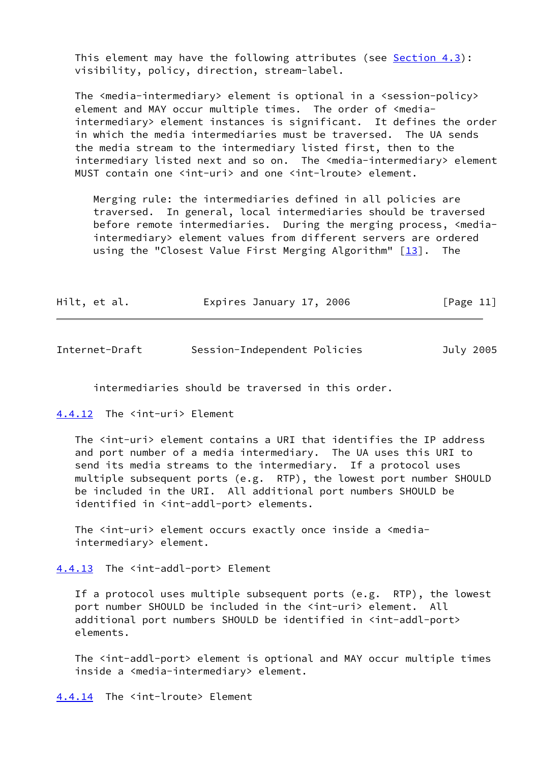This element may have the following attributes (see Section 4.3): visibility, policy, direction, stream-label.

The <media-intermediary> element is optional in a <session-policy> element and MAY occur multiple times. The order of <media-intermediary> element instances is significant. It defines the order in which the media intermediaries must be traversed. The UA sends the media stream to the intermediary listed first, then to the intermediary listed next and so on. The <media-intermediary> element MUST contain one <int-uri> and one <int-lroute> element.

> Merging rule: the intermediaries defined in all policies are traversed. In general, local intermediaries should be traversed before remote intermediaries. During the merging process, <media-intermediary> element values from different servers are ordered using the "Closest Value First Merging Algorithm" [13]. The intermediaries should be traversed in this order.

### 4.4.12 The <int-uri> Element

The <int-uri> element contains a URI that identifies the IP address and port number of a media intermediary. The UA uses this URI to send its media streams to the intermediary. If a protocol uses multiple subsequent ports (e.g. RTP), the lowest port number SHOULD be included in the URI. All additional port numbers SHOULD be identified in <int-addl-port> elements.

The <int-uri> element occurs exactly once inside a <media-intermediary> element.

### 4.4.13 The <int-addl-port> Element

If a protocol uses multiple subsequent ports (e.g. RTP), the lowest port number SHOULD be included in the <int-uri> element. All additional port numbers SHOULD be identified in <int-addl-port> elements.

The <int-addl-port> element is optional and MAY occur multiple times inside a <media-intermediary> element.

### 4.4.14 The <int-lroute> Element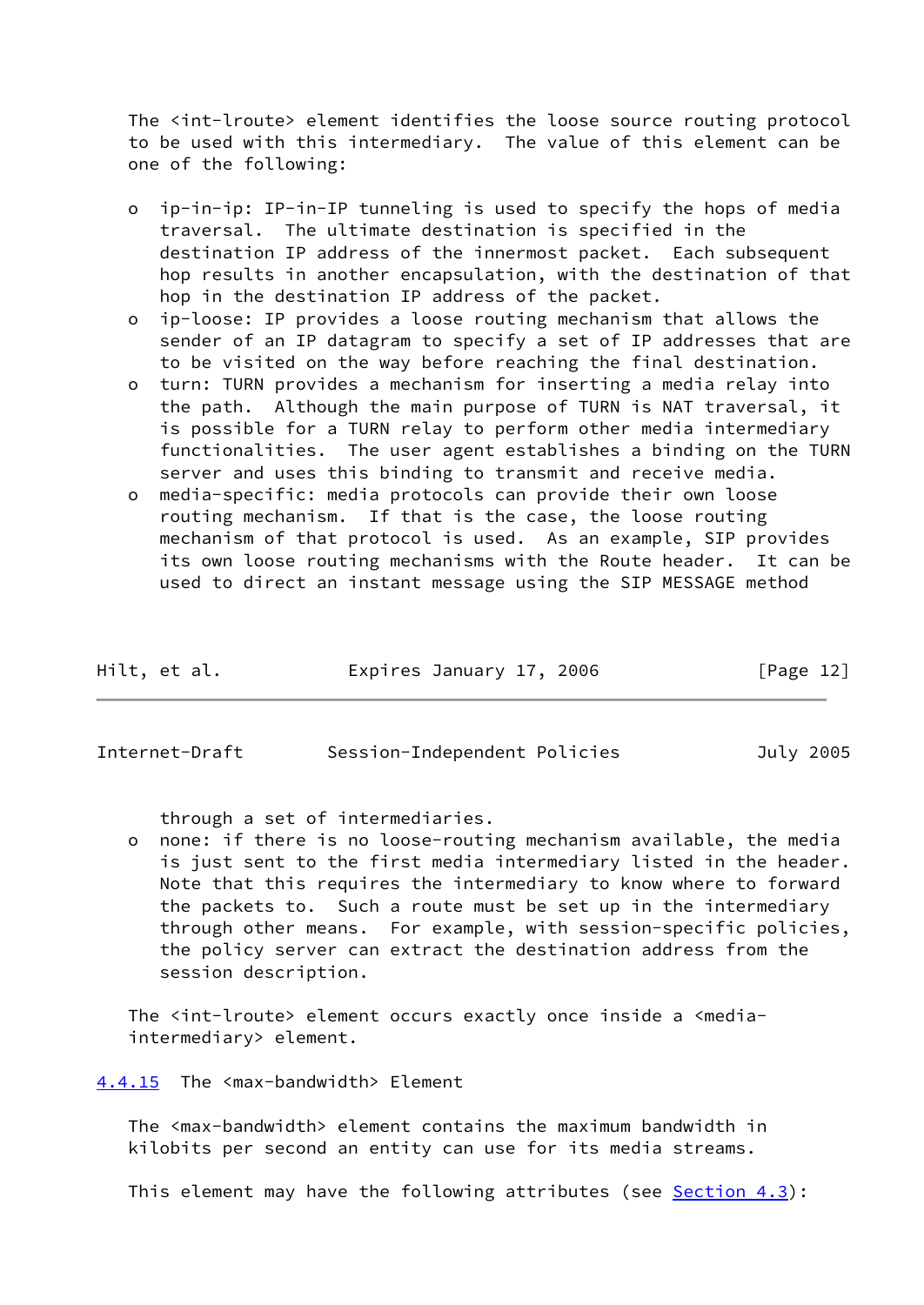The <int-lroute> element identifies the loose source routing protocol to be used with this intermediary. The value of this element can be one of the following:

- ip-in-ip: IP-in-IP tunneling is used to specify the hops of media traversal. The ultimate destination is specified in the destination IP address of the innermost packet. Each subsequent hop results in another encapsulation, with the destination of that hop in the destination IP address of the packet.
- ip-loose: IP provides a loose routing mechanism that allows the sender of an IP datagram to specify a set of IP addresses that are to be visited on the way before reaching the final destination.
- turn: TURN provides a mechanism for inserting a media relay into the path. Although the main purpose of TURN is NAT traversal, it is possible for a TURN relay to perform other media intermediary functionalities. The user agent establishes a binding on the TURN server and uses this binding to transmit and receive media.
- media-specific: media protocols can provide their own loose routing mechanism. If that is the case, the loose routing mechanism of that protocol is used. As an example, SIP provides its own loose routing mechanisms with the Route header. It can be used to direct an instant message using the SIP MESSAGE method through a set of intermediaries.
- none: if there is no loose-routing mechanism available, the media is just sent to the first media intermediary listed in the header. Note that this requires the intermediary to know where to forward the packets to. Such a route must be set up in the intermediary through other means. For example, with session-specific policies, the policy server can extract the destination address from the session description.

The <int-lroute> element occurs exactly once inside a <media-intermediary> element.

### 4.4.15 The <max-bandwidth> Element

The <max-bandwidth> element contains the maximum bandwidth in kilobits per second an entity can use for its media streams.

This element may have the following attributes (see Section 4.3):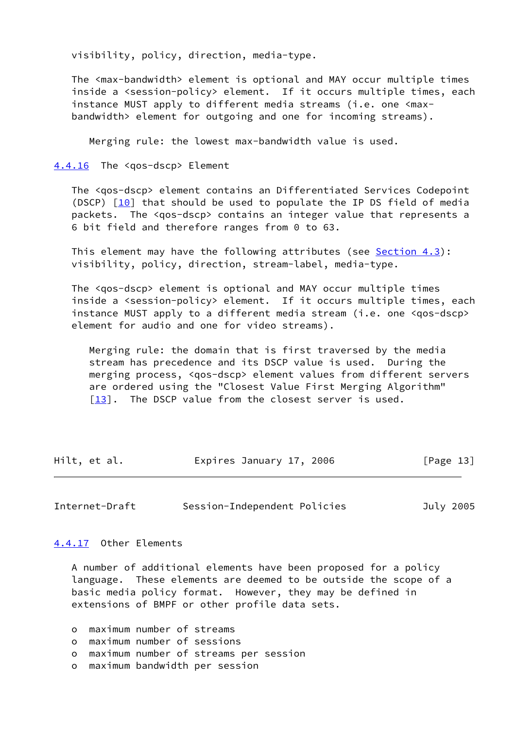visibility, policy, direction, media-type.

The <max-bandwidth> element is optional and MAY occur multiple times inside a <session-policy> element. If it occurs multiple times, each instance MUST apply to different media streams (i.e. one <max-bandwidth> element for outgoing and one for incoming streams).

Merging rule: the lowest max-bandwidth value is used.

### 4.4.16 The <qos-dscp> Element

The <qos-dscp> element contains an Differentiated Services Codepoint (DSCP) [10] that should be used to populate the IP DS field of media packets. The <qos-dscp> contains an integer value that represents a 6 bit field and therefore ranges from 0 to 63.

This element may have the following attributes (see Section 4.3): visibility, policy, direction, stream-label, media-type.

The <qos-dscp> element is optional and MAY occur multiple times inside a <session-policy> element. If it occurs multiple times, each instance MUST apply to a different media stream (i.e. one <qos-dscp> element for audio and one for video streams).

Merging rule: the domain that is first traversed by the media stream has precedence and its DSCP value is used. During the merging process, <qos-dscp> element values from different servers are ordered using the "Closest Value First Merging Algorithm" [13]. The DSCP value from the closest server is used.

### 4.4.17 Other Elements

A number of additional elements have been proposed for a policy language. These elements are deemed to be outside the scope of a basic media policy format. However, they may be defined in extensions of BMPF or other profile data sets.

- maximum number of streams
- maximum number of sessions
- maximum number of streams per session
- maximum bandwidth per session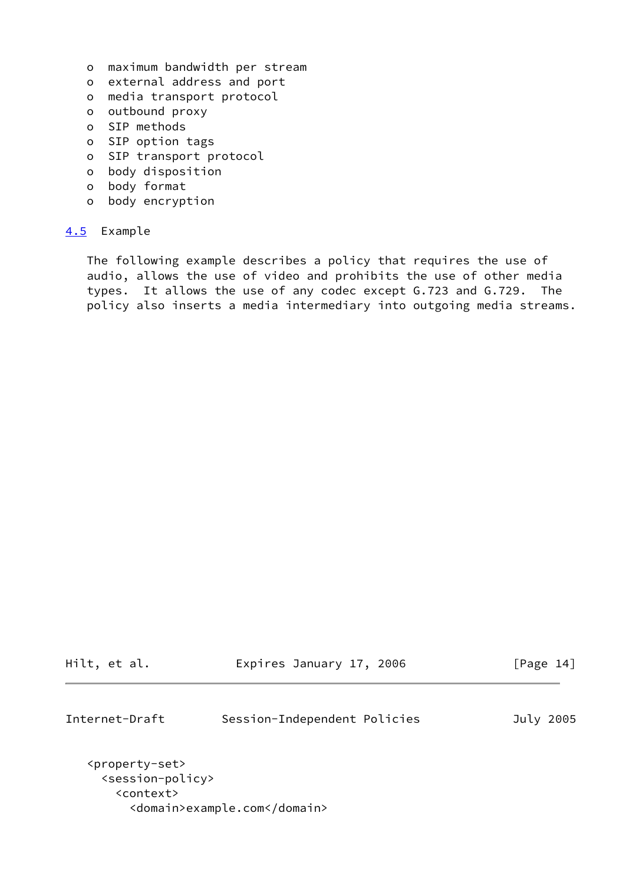- maximum bandwidth per stream
- external address and port
- media transport protocol
- outbound proxy
- SIP methods
- SIP option tags
- SIP transport protocol
- body disposition
- body format
- body encryption

### 4.5 Example

The following example describes a policy that requires the use of audio, allows the use of video and prohibits the use of other media types. It allows the use of any codec except G.723 and G.729. The policy also inserts a media intermediary into outgoing media streams.

```
<property-set>
  <session-policy>
    <context>
      <domain>example.com</domain>
```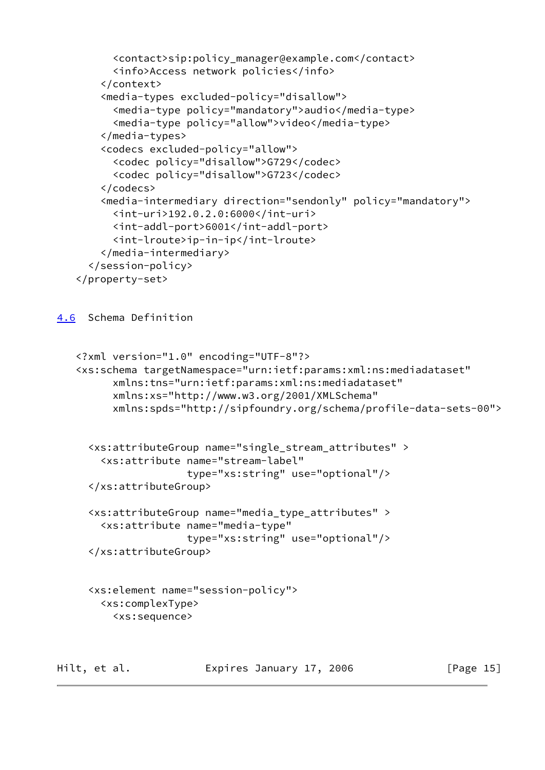```
        <contact>sip:policy_manager@example.com</contact>
        <info>Access network policies</info>
      </context>
      <media-types excluded-policy="disallow">
        <media-type policy="mandatory">audio</media-type>
        <media-type policy="allow">video</media-type>
      </media-types>
      <codecs excluded-policy="allow">
        <codec policy="disallow">G729</codec>
        <codec policy="disallow">G723</codec>
      </codecs>
      <media-intermediary direction="sendonly" policy="mandatory">
        <int-uri>192.0.2.0:6000</int-uri>
        <int-addl-port>6001</int-addl-port>
        <int-lroute>ip-in-ip</int-lroute>
      </media-intermediary>
    </session-policy>
  </property-set>
```

## 4.6 Schema Definition

```
  <?xml version="1.0" encoding="UTF-8"?>
  <xs:schema targetNamespace="urn:ietf:params:xml:ns:mediadataset"
        xmlns:tns="urn:ietf:params:xml:ns:mediadataset"
        xmlns:xs="http://www.w3.org/2001/XMLSchema"
        xmlns:spds="http://sipfoundry.org/schema/profile-data-sets-00">


    <xs:attributeGroup name="single_stream_attributes" >
      <xs:attribute name="stream-label"
                    type="xs:string" use="optional"/>
    </xs:attributeGroup>

    <xs:attributeGroup name="media_type_attributes" >
      <xs:attribute name="media-type"
                    type="xs:string" use="optional"/>
    </xs:attributeGroup>


    <xs:element name="session-policy">
      <xs:complexType>
        <xs:sequence>
```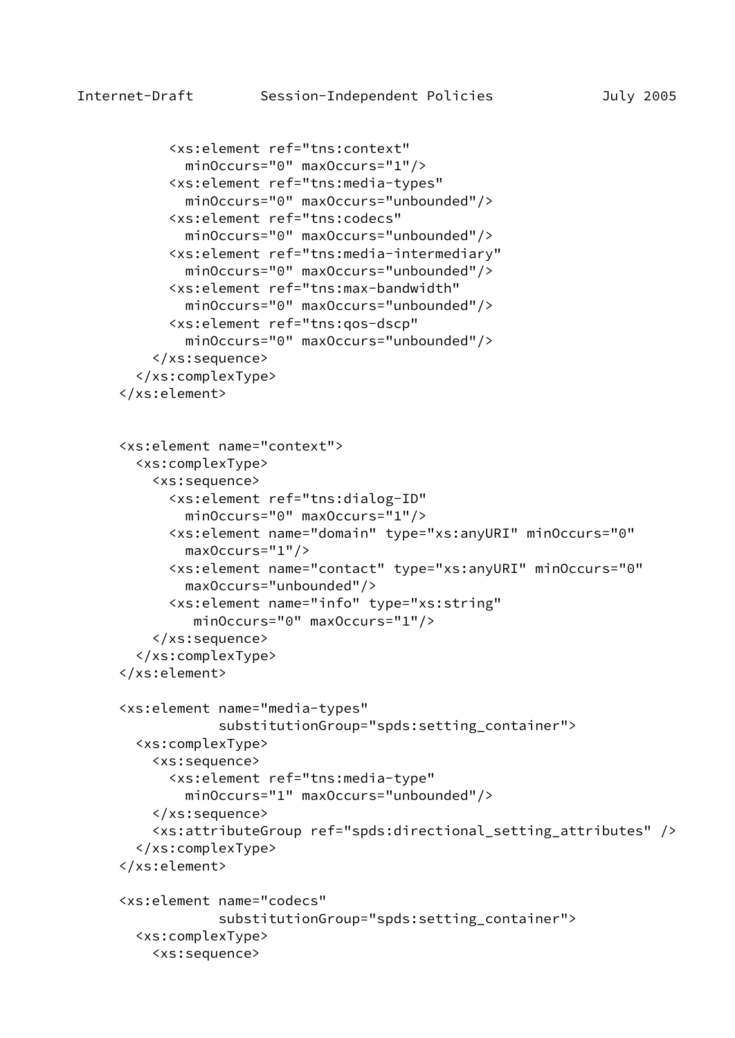```
          <xs:element ref="tns:context"
            minOccurs="0" maxOccurs="1"/>
          <xs:element ref="tns:media-types"
            minOccurs="0" maxOccurs="unbounded"/>
          <xs:element ref="tns:codecs"
            minOccurs="0" maxOccurs="unbounded"/>
          <xs:element ref="tns:media-intermediary"
            minOccurs="0" maxOccurs="unbounded"/>
          <xs:element ref="tns:max-bandwidth"
            minOccurs="0" maxOccurs="unbounded"/>
          <xs:element ref="tns:qos-dscp"
            minOccurs="0" maxOccurs="unbounded"/>
        </xs:sequence>
      </xs:complexType>
    </xs:element>


    <xs:element name="context">
      <xs:complexType>
        <xs:sequence>
          <xs:element ref="tns:dialog-ID"
            minOccurs="0" maxOccurs="1"/>
          <xs:element name="domain" type="xs:anyURI" minOccurs="0"
            maxOccurs="1"/>
          <xs:element name="contact" type="xs:anyURI" minOccurs="0"
            maxOccurs="unbounded"/>
          <xs:element name="info" type="xs:string"
             minOccurs="0" maxOccurs="1"/>
        </xs:sequence>
      </xs:complexType>
    </xs:element>

    <xs:element name="media-types"
                substitutionGroup="spds:setting_container">
      <xs:complexType>
        <xs:sequence>
          <xs:element ref="tns:media-type"
            minOccurs="1" maxOccurs="unbounded"/>
        </xs:sequence>
        <xs:attributeGroup ref="spds:directional_setting_attributes" />
      </xs:complexType>
    </xs:element>

    <xs:element name="codecs"
                substitutionGroup="spds:setting_container">
      <xs:complexType>
        <xs:sequence>
```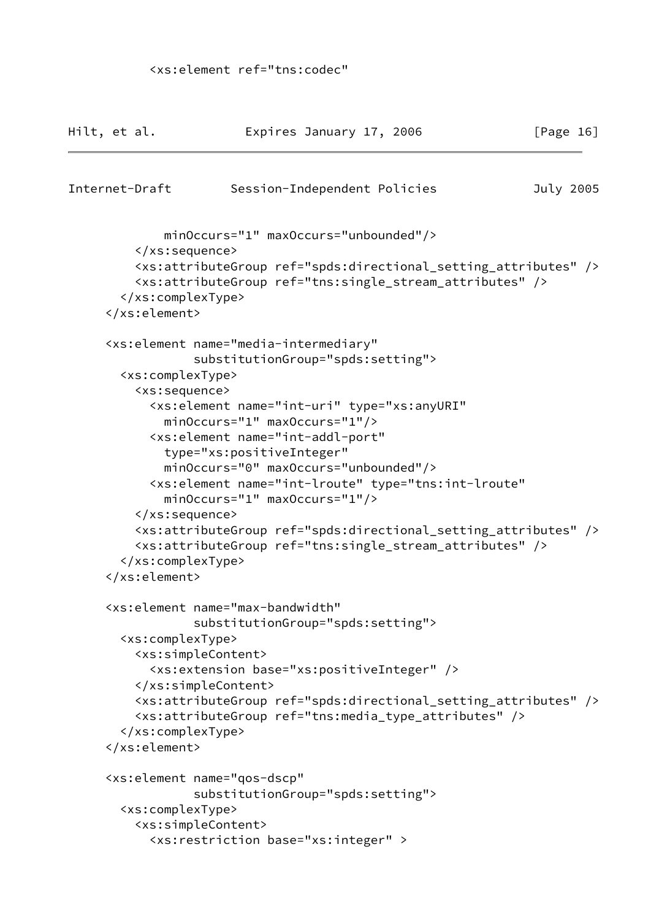```
          <xs:element ref="tns:codec"
            minOccurs="1" maxOccurs="unbounded"/>
        </xs:sequence>
        <xs:attributeGroup ref="spds:directional_setting_attributes" />
        <xs:attributeGroup ref="tns:single_stream_attributes" />
      </xs:complexType>
    </xs:element>

    <xs:element name="media-intermediary"
                substitutionGroup="spds:setting">
      <xs:complexType>
        <xs:sequence>
          <xs:element name="int-uri" type="xs:anyURI"
            minOccurs="1" maxOccurs="1"/>
          <xs:element name="int-addl-port"
            type="xs:positiveInteger"
            minOccurs="0" maxOccurs="unbounded"/>
          <xs:element name="int-lroute" type="tns:int-lroute"
            minOccurs="1" maxOccurs="1"/>
        </xs:sequence>
        <xs:attributeGroup ref="spds:directional_setting_attributes" />
        <xs:attributeGroup ref="tns:single_stream_attributes" />
      </xs:complexType>
    </xs:element>

    <xs:element name="max-bandwidth"
                substitutionGroup="spds:setting">
      <xs:complexType>
        <xs:simpleContent>
          <xs:extension base="xs:positiveInteger" />
        </xs:simpleContent>
        <xs:attributeGroup ref="spds:directional_setting_attributes" />
        <xs:attributeGroup ref="tns:media_type_attributes" />
      </xs:complexType>
    </xs:element>

    <xs:element name="qos-dscp"
                substitutionGroup="spds:setting">
      <xs:complexType>
        <xs:simpleContent>
          <xs:restriction base="xs:integer" >
```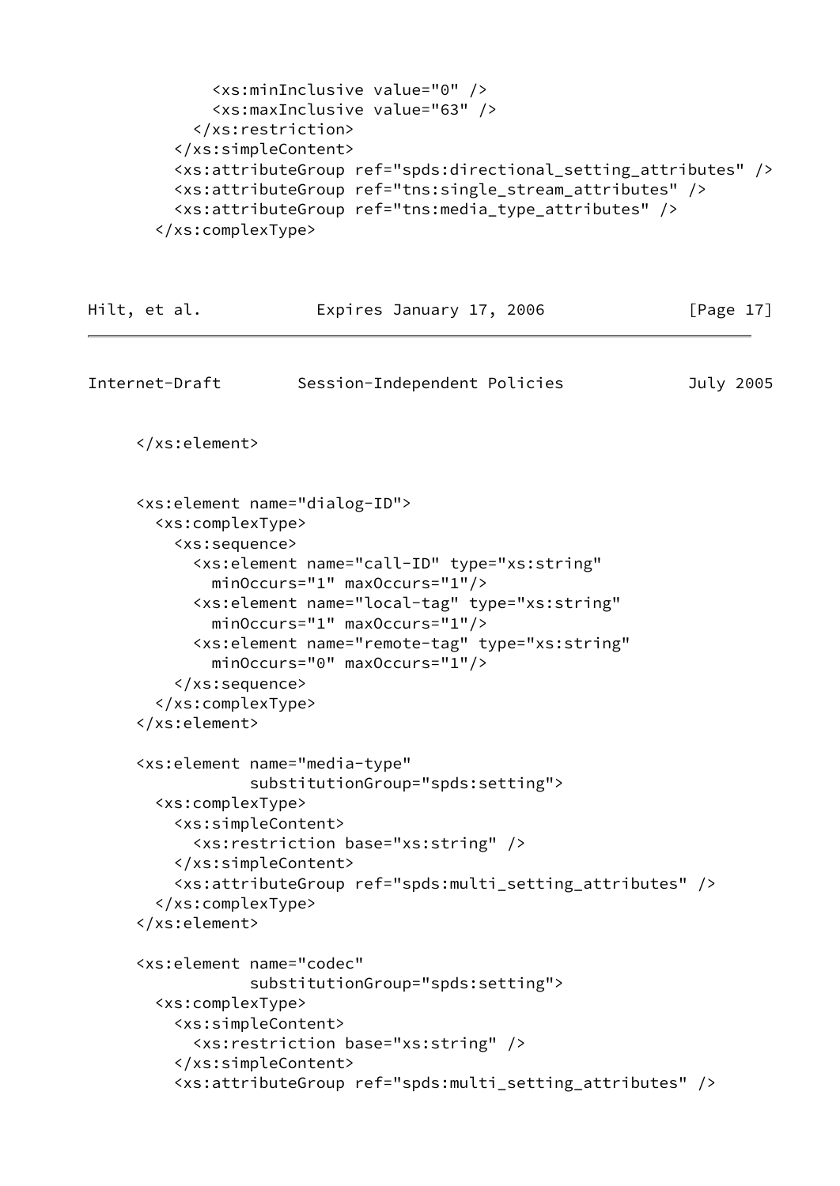```
            <xs:minInclusive value="0" />
            <xs:maxInclusive value="63" />
          </xs:restriction>
        </xs:simpleContent>
        <xs:attributeGroup ref="spds:directional_setting_attributes" />
        <xs:attributeGroup ref="tns:single_stream_attributes" />
        <xs:attributeGroup ref="tns:media_type_attributes" />
      </xs:complexType>
```

```
    </xs:element>


    <xs:element name="dialog-ID">
      <xs:complexType>
        <xs:sequence>
          <xs:element name="call-ID" type="xs:string"
            minOccurs="1" maxOccurs="1"/>
          <xs:element name="local-tag" type="xs:string"
            minOccurs="1" maxOccurs="1"/>
          <xs:element name="remote-tag" type="xs:string"
            minOccurs="0" maxOccurs="1"/>
        </xs:sequence>
      </xs:complexType>
    </xs:element>

    <xs:element name="media-type"
                substitutionGroup="spds:setting">
      <xs:complexType>
        <xs:simpleContent>
          <xs:restriction base="xs:string" />
        </xs:simpleContent>
        <xs:attributeGroup ref="spds:multi_setting_attributes" />
      </xs:complexType>
    </xs:element>

    <xs:element name="codec"
                substitutionGroup="spds:setting">
      <xs:complexType>
        <xs:simpleContent>
          <xs:restriction base="xs:string" />
        </xs:simpleContent>
        <xs:attributeGroup ref="spds:multi_setting_attributes" />
```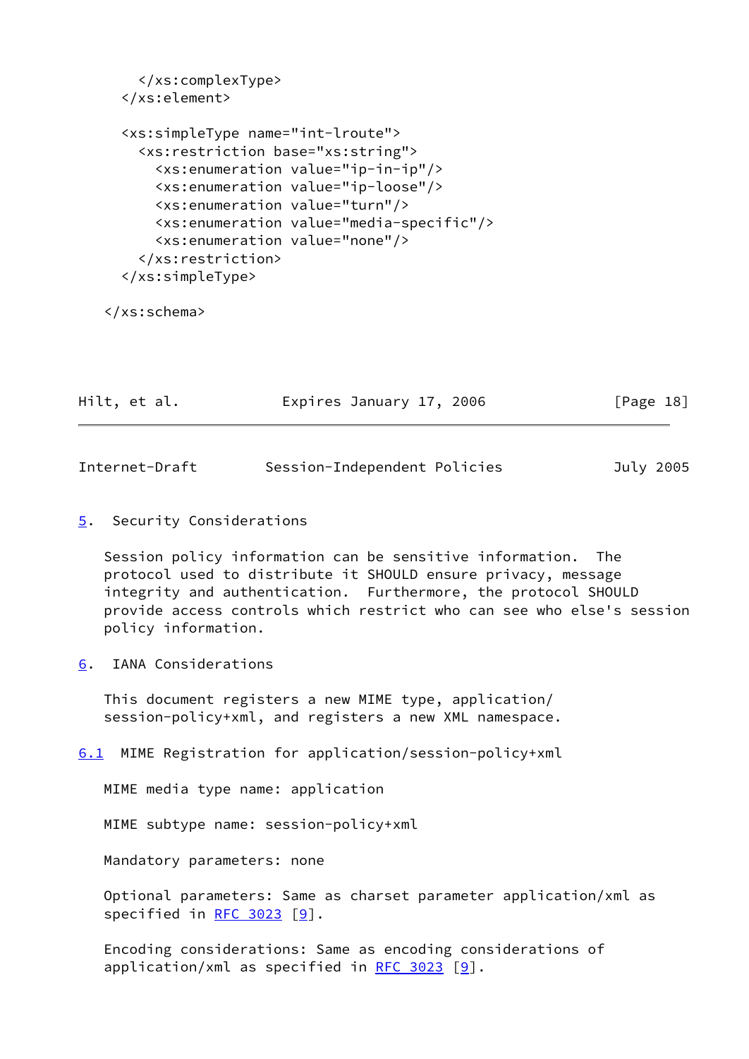```
      </xs:complexType>
    </xs:element>

    <xs:simpleType name="int-lroute">
      <xs:restriction base="xs:string">
        <xs:enumeration value="ip-in-ip"/>
        <xs:enumeration value="ip-loose"/>
        <xs:enumeration value="turn"/>
        <xs:enumeration value="media-specific"/>
        <xs:enumeration value="none"/>
      </xs:restriction>
    </xs:simpleType>

  </xs:schema>
```

## 5. Security Considerations

Session policy information can be sensitive information. The protocol used to distribute it SHOULD ensure privacy, message integrity and authentication. Furthermore, the protocol SHOULD provide access controls which restrict who can see who else's session policy information.

## 6. IANA Considerations

This document registers a new MIME type, application/session-policy+xml, and registers a new XML namespace.

### 6.1 MIME Registration for application/session-policy+xml

MIME media type name: application

MIME subtype name: session-policy+xml

Mandatory parameters: none

Optional parameters: Same as charset parameter application/xml as specified in RFC 3023 [9].

Encoding considerations: Same as encoding considerations of application/xml as specified in RFC 3023 [9].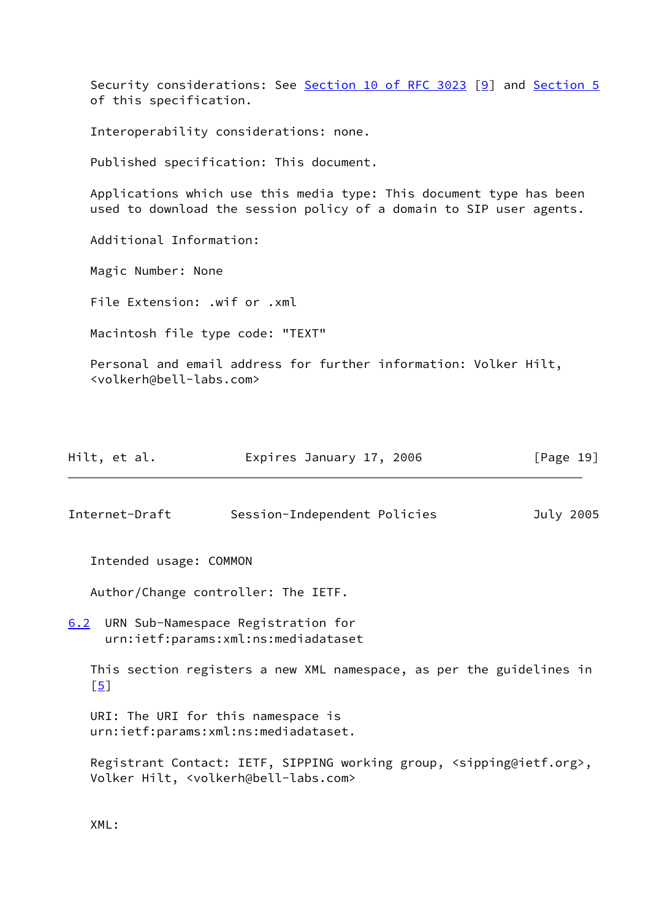Security considerations: See Section 10 of RFC 3023 [9] and Section 5 of this specification.

Interoperability considerations: none.

Published specification: This document.

Applications which use this media type: This document type has been used to download the session policy of a domain to SIP user agents.

Additional Information:

Magic Number: None

File Extension: .wif or .xml

Macintosh file type code: "TEXT"

Personal and email address for further information: Volker Hilt, <volkerh@bell-labs.com>

Intended usage: COMMON

Author/Change controller: The IETF.

### 6.2 URN Sub-Namespace Registration for urn:ietf:params:xml:ns:mediadataset

This section registers a new XML namespace, as per the guidelines in [5]

URI: The URI for this namespace is urn:ietf:params:xml:ns:mediadataset.

Registrant Contact: IETF, SIPPING working group, <sipping@ietf.org>, Volker Hilt, <volkerh@bell-labs.com>

XML: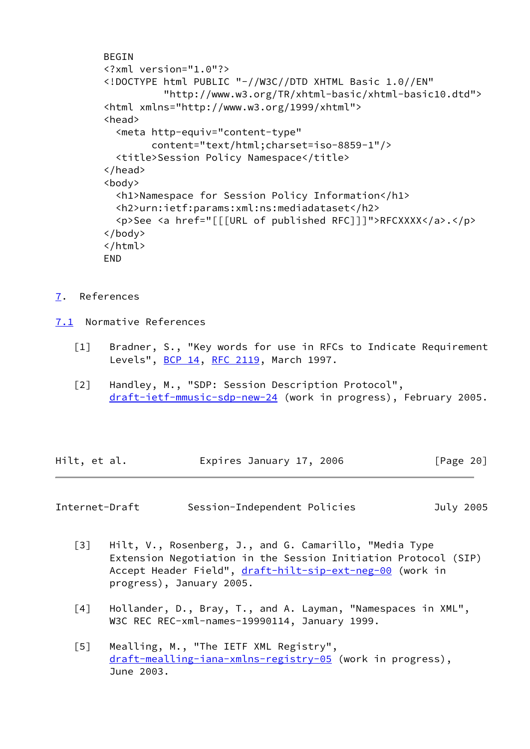```
BEGIN
<?xml version="1.0"?>
<!DOCTYPE html PUBLIC "-//W3C//DTD XHTML Basic 1.0//EN"
          "http://www.w3.org/TR/xhtml-basic/xhtml-basic10.dtd">
<html xmlns="http://www.w3.org/1999/xhtml">
<head>
  <meta http-equiv="content-type"
        content="text/html;charset=iso-8859-1"/>
  <title>Session Policy Namespace</title>
</head>
<body>
  <h1>Namespace for Session Policy Information</h1>
  <h2>urn:ietf:params:xml:ns:mediadataset</h2>
  <p>See <a href="[[[URL of published RFC]]]">RFCXXXX</a>.</p>
</body>
</html>
END
```

## 7. References

### 7.1 Normative References

[1] Bradner, S., "Key words for use in RFCs to Indicate Requirement Levels", BCP 14, RFC 2119, March 1997.

[2] Handley, M., "SDP: Session Description Protocol", draft-ietf-mmusic-sdp-new-24 (work in progress), February 2005.

[3] Hilt, V., Rosenberg, J., and G. Camarillo, "Media Type Extension Negotiation in the Session Initiation Protocol (SIP) Accept Header Field", draft-hilt-sip-ext-neg-00 (work in progress), January 2005.

[4] Hollander, D., Bray, T., and A. Layman, "Namespaces in XML", W3C REC REC-xml-names-19990114, January 1999.

[5] Mealling, M., "The IETF XML Registry", draft-mealling-iana-xmlns-registry-05 (work in progress), June 2003.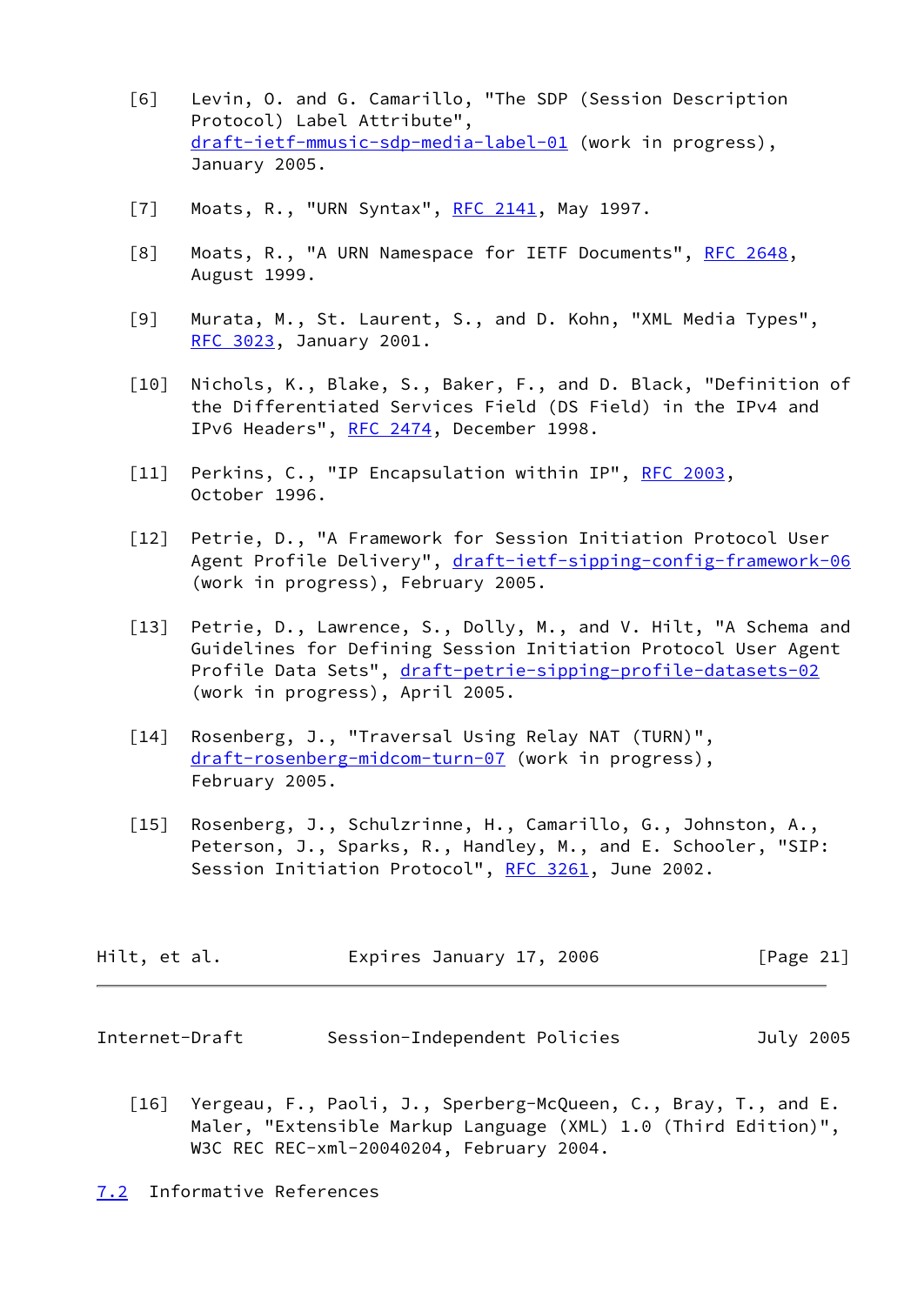[6] Levin, O. and G. Camarillo, "The SDP (Session Description Protocol) Label Attribute", draft-ietf-mmusic-sdp-media-label-01 (work in progress), January 2005.

[7] Moats, R., "URN Syntax", RFC 2141, May 1997.

[8] Moats, R., "A URN Namespace for IETF Documents", RFC 2648, August 1999.

[9] Murata, M., St. Laurent, S., and D. Kohn, "XML Media Types", RFC 3023, January 2001.

[10] Nichols, K., Blake, S., Baker, F., and D. Black, "Definition of the Differentiated Services Field (DS Field) in the IPv4 and IPv6 Headers", RFC 2474, December 1998.

[11] Perkins, C., "IP Encapsulation within IP", RFC 2003, October 1996.

[12] Petrie, D., "A Framework for Session Initiation Protocol User Agent Profile Delivery", draft-ietf-sipping-config-framework-06 (work in progress), February 2005.

[13] Petrie, D., Lawrence, S., Dolly, M., and V. Hilt, "A Schema and Guidelines for Defining Session Initiation Protocol User Agent Profile Data Sets", draft-petrie-sipping-profile-datasets-02 (work in progress), April 2005.

[14] Rosenberg, J., "Traversal Using Relay NAT (TURN)", draft-rosenberg-midcom-turn-07 (work in progress), February 2005.

[15] Rosenberg, J., Schulzrinne, H., Camarillo, G., Johnston, A., Peterson, J., Sparks, R., Handley, M., and E. Schooler, "SIP: Session Initiation Protocol", RFC 3261, June 2002.

[16] Yergeau, F., Paoli, J., Sperberg-McQueen, C., Bray, T., and E. Maler, "Extensible Markup Language (XML) 1.0 (Third Edition)", W3C REC REC-xml-20040204, February 2004.

## 7.2 Informative References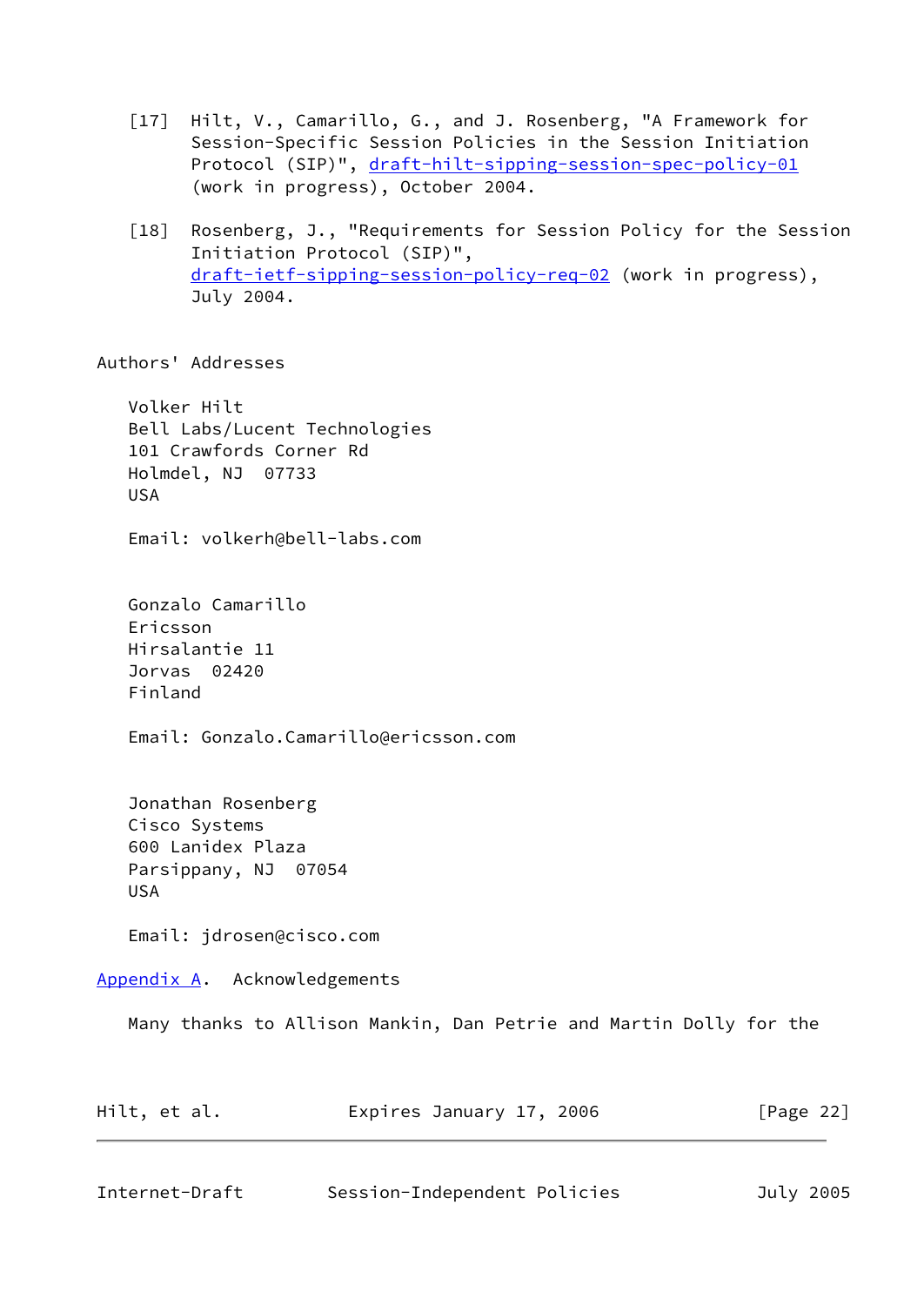[17] Hilt, V., Camarillo, G., and J. Rosenberg, "A Framework for Session-Specific Session Policies in the Session Initiation Protocol (SIP)", draft-hilt-sipping-session-spec-policy-01 (work in progress), October 2004.

[18] Rosenberg, J., "Requirements for Session Policy for the Session Initiation Protocol (SIP)", draft-ietf-sipping-session-policy-req-02 (work in progress), July 2004.

## Authors' Addresses

Volker Hilt
Bell Labs/Lucent Technologies
101 Crawfords Corner Rd
Holmdel, NJ 07733
USA

Email: volkerh@bell-labs.com

Gonzalo Camarillo
Ericsson
Hirsalantie 11
Jorvas 02420
Finland

Email: Gonzalo.Camarillo@ericsson.com

Jonathan Rosenberg
Cisco Systems
600 Lanidex Plaza
Parsippany, NJ 07054
USA

Email: jdrosen@cisco.com

## Appendix A. Acknowledgements

Many thanks to Allison Mankin, Dan Petrie and Martin Dolly for the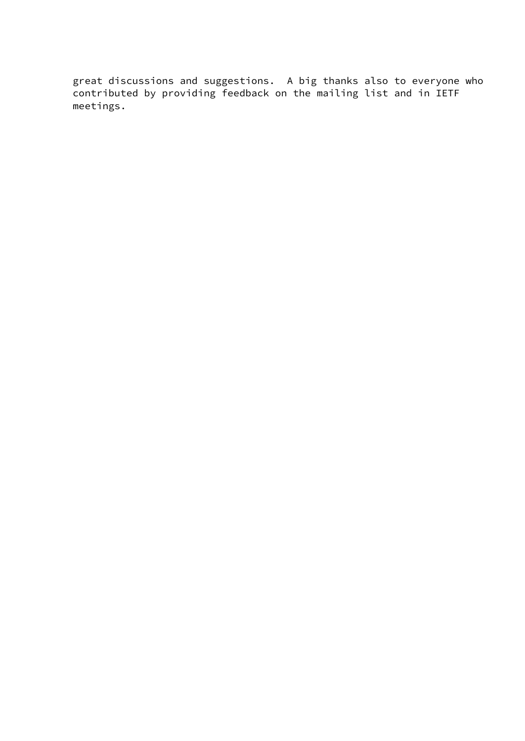great discussions and suggestions.  A big thanks also to everyone who contributed by providing feedback on the mailing list and in IETF meetings.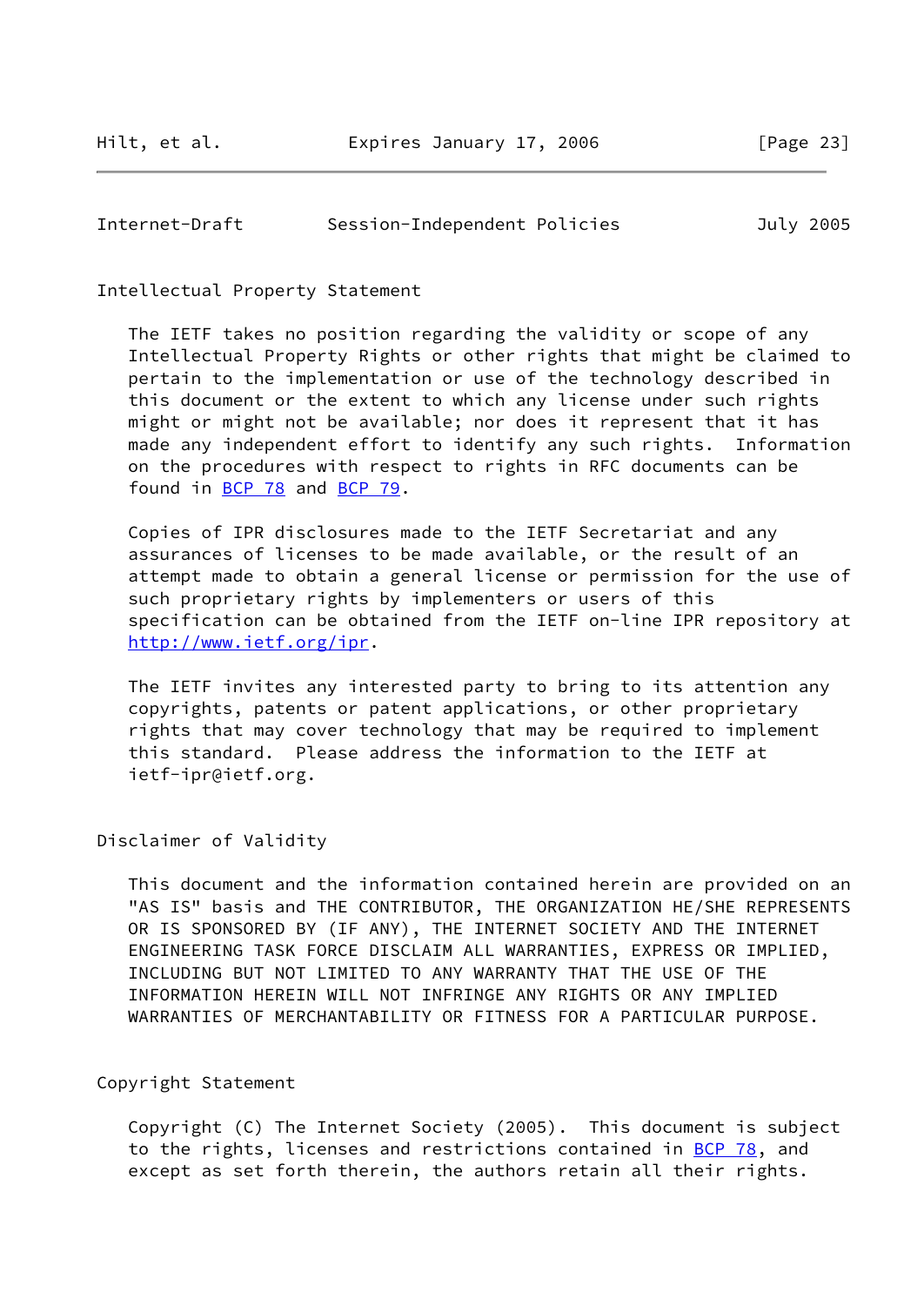## Intellectual Property Statement

The IETF takes no position regarding the validity or scope of any Intellectual Property Rights or other rights that might be claimed to pertain to the implementation or use of the technology described in this document or the extent to which any license under such rights might or might not be available; nor does it represent that it has made any independent effort to identify any such rights. Information on the procedures with respect to rights in RFC documents can be found in BCP 78 and BCP 79.

Copies of IPR disclosures made to the IETF Secretariat and any assurances of licenses to be made available, or the result of an attempt made to obtain a general license or permission for the use of such proprietary rights by implementers or users of this specification can be obtained from the IETF on-line IPR repository at http://www.ietf.org/ipr.

The IETF invites any interested party to bring to its attention any copyrights, patents or patent applications, or other proprietary rights that may cover technology that may be required to implement this standard. Please address the information to the IETF at ietf-ipr@ietf.org.

## Disclaimer of Validity

This document and the information contained herein are provided on an "AS IS" basis and THE CONTRIBUTOR, THE ORGANIZATION HE/SHE REPRESENTS OR IS SPONSORED BY (IF ANY), THE INTERNET SOCIETY AND THE INTERNET ENGINEERING TASK FORCE DISCLAIM ALL WARRANTIES, EXPRESS OR IMPLIED, INCLUDING BUT NOT LIMITED TO ANY WARRANTY THAT THE USE OF THE INFORMATION HEREIN WILL NOT INFRINGE ANY RIGHTS OR ANY IMPLIED WARRANTIES OF MERCHANTABILITY OR FITNESS FOR A PARTICULAR PURPOSE.

## Copyright Statement

Copyright (C) The Internet Society (2005). This document is subject to the rights, licenses and restrictions contained in BCP 78, and except as set forth therein, the authors retain all their rights.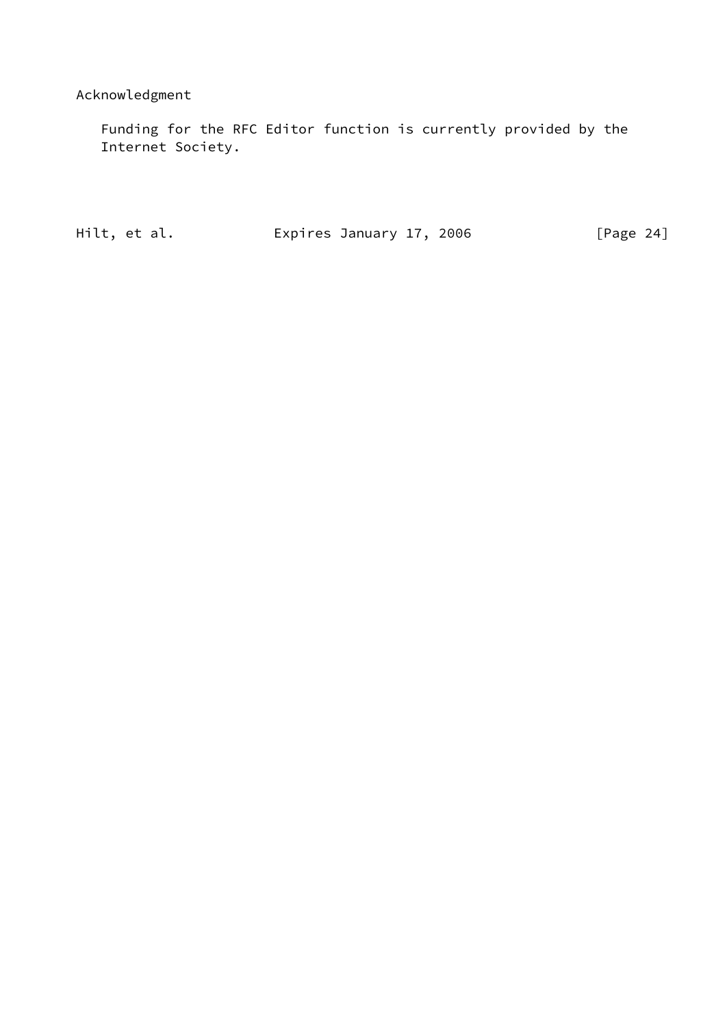## Acknowledgment

Funding for the RFC Editor function is currently provided by the Internet Society.